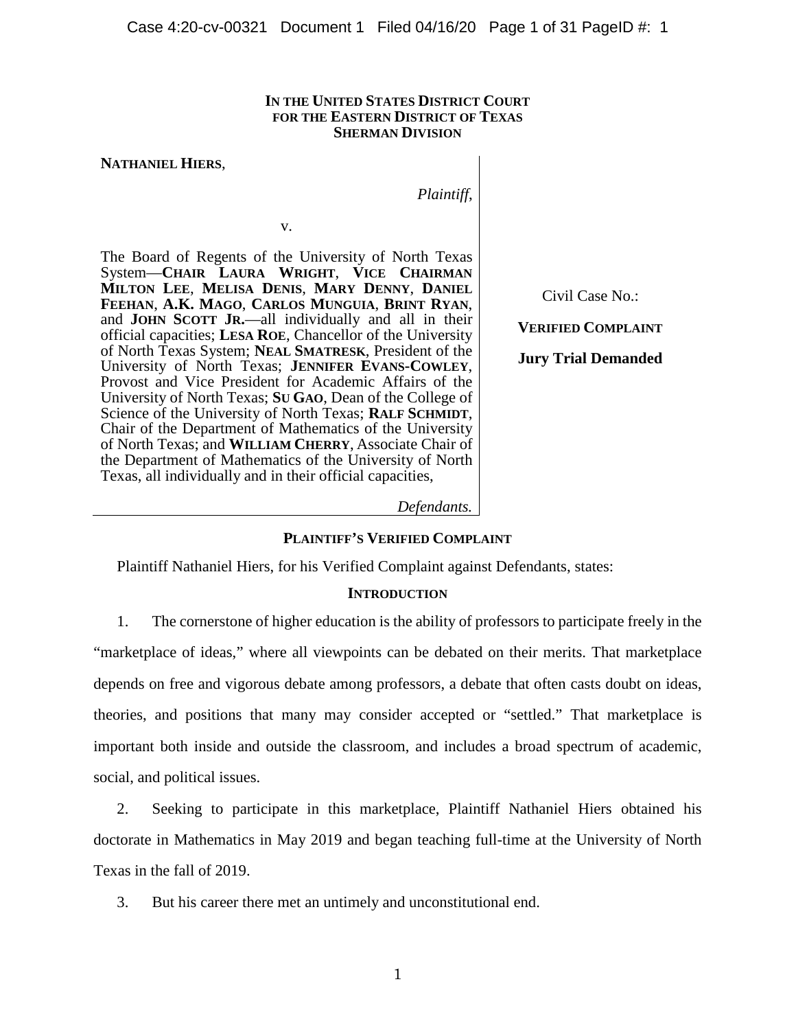**IN THE UNITED STATES DISTRICT COURT**
**FOR THE EASTERN DISTRICT OF TEXAS**
**SHERMAN DIVISION**

**NATHANIEL HIERS**,

*Plaintiff*,

v.

The Board of Regents of the University of North Texas System—**CHAIR LAURA WRIGHT**, **VICE CHAIRMAN MILTON LEE**, **MELISA DENIS**, **MARY DENNY**, **DANIEL FEEHAN**, **A.K. MAGO**, **CARLOS MUNGUIA**, **BRINT RYAN**, and **JOHN SCOTT JR.**—all individually and all in their official capacities; **LESA ROE**, Chancellor of the University of North Texas System; **NEAL SMATRESK**, President of the University of North Texas; **JENNIFER EVANS-COWLEY**, Provost and Vice President for Academic Affairs of the University of North Texas; **SU GAO**, Dean of the College of Science of the University of North Texas; **RALF SCHMIDT**, Chair of the Department of Mathematics of the University of North Texas; and **WILLIAM CHERRY**, Associate Chair of the Department of Mathematics of the University of North Texas, all individually and in their official capacities,

*Defendants.*

Civil Case No.:

**VERIFIED COMPLAINT**

**Jury Trial Demanded**

## PLAINTIFF'S VERIFIED COMPLAINT

Plaintiff Nathaniel Hiers, for his Verified Complaint against Defendants, states:

## INTRODUCTION

1. The cornerstone of higher education is the ability of professors to participate freely in the "marketplace of ideas," where all viewpoints can be debated on their merits. That marketplace depends on free and vigorous debate among professors, a debate that often casts doubt on ideas, theories, and positions that many may consider accepted or "settled." That marketplace is important both inside and outside the classroom, and includes a broad spectrum of academic, social, and political issues.

2. Seeking to participate in this marketplace, Plaintiff Nathaniel Hiers obtained his doctorate in Mathematics in May 2019 and began teaching full-time at the University of North Texas in the fall of 2019.

3. But his career there met an untimely and unconstitutional end.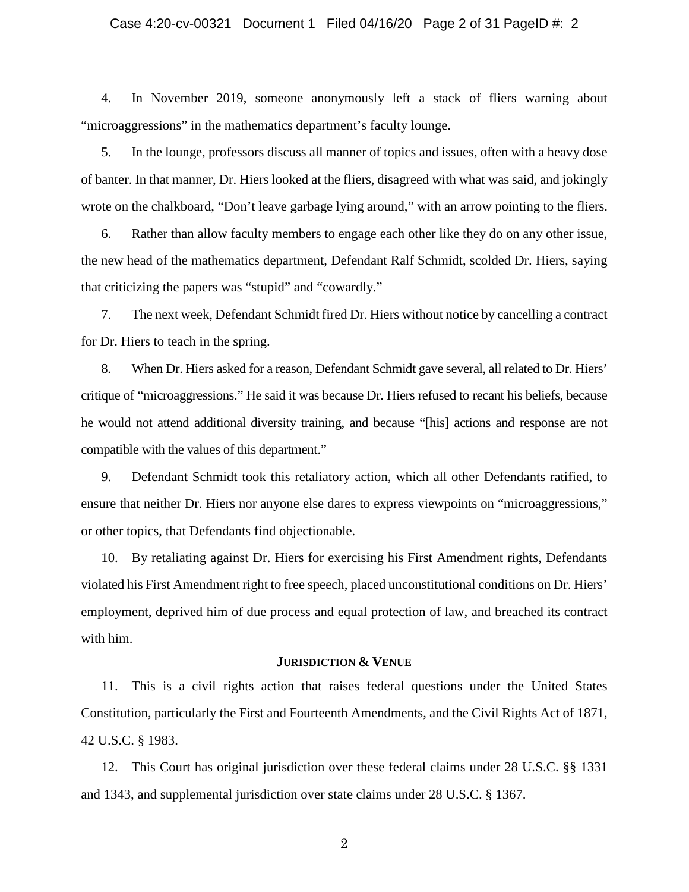4. In November 2019, someone anonymously left a stack of fliers warning about "microaggressions" in the mathematics department's faculty lounge.

5. In the lounge, professors discuss all manner of topics and issues, often with a heavy dose of banter. In that manner, Dr. Hiers looked at the fliers, disagreed with what was said, and jokingly wrote on the chalkboard, "Don't leave garbage lying around," with an arrow pointing to the fliers.

6. Rather than allow faculty members to engage each other like they do on any other issue, the new head of the mathematics department, Defendant Ralf Schmidt, scolded Dr. Hiers, saying that criticizing the papers was "stupid" and "cowardly."

7. The next week, Defendant Schmidt fired Dr. Hiers without notice by cancelling a contract for Dr. Hiers to teach in the spring.

8. When Dr. Hiers asked for a reason, Defendant Schmidt gave several, all related to Dr. Hiers' critique of "microaggressions." He said it was because Dr. Hiers refused to recant his beliefs, because he would not attend additional diversity training, and because "[his] actions and response are not compatible with the values of this department."

9. Defendant Schmidt took this retaliatory action, which all other Defendants ratified, to ensure that neither Dr. Hiers nor anyone else dares to express viewpoints on "microaggressions," or other topics, that Defendants find objectionable.

10. By retaliating against Dr. Hiers for exercising his First Amendment rights, Defendants violated his First Amendment right to free speech, placed unconstitutional conditions on Dr. Hiers' employment, deprived him of due process and equal protection of law, and breached its contract with him.

## JURISDICTION & VENUE

11. This is a civil rights action that raises federal questions under the United States Constitution, particularly the First and Fourteenth Amendments, and the Civil Rights Act of 1871, 42 U.S.C. § 1983.

12. This Court has original jurisdiction over these federal claims under 28 U.S.C. §§ 1331 and 1343, and supplemental jurisdiction over state claims under 28 U.S.C. § 1367.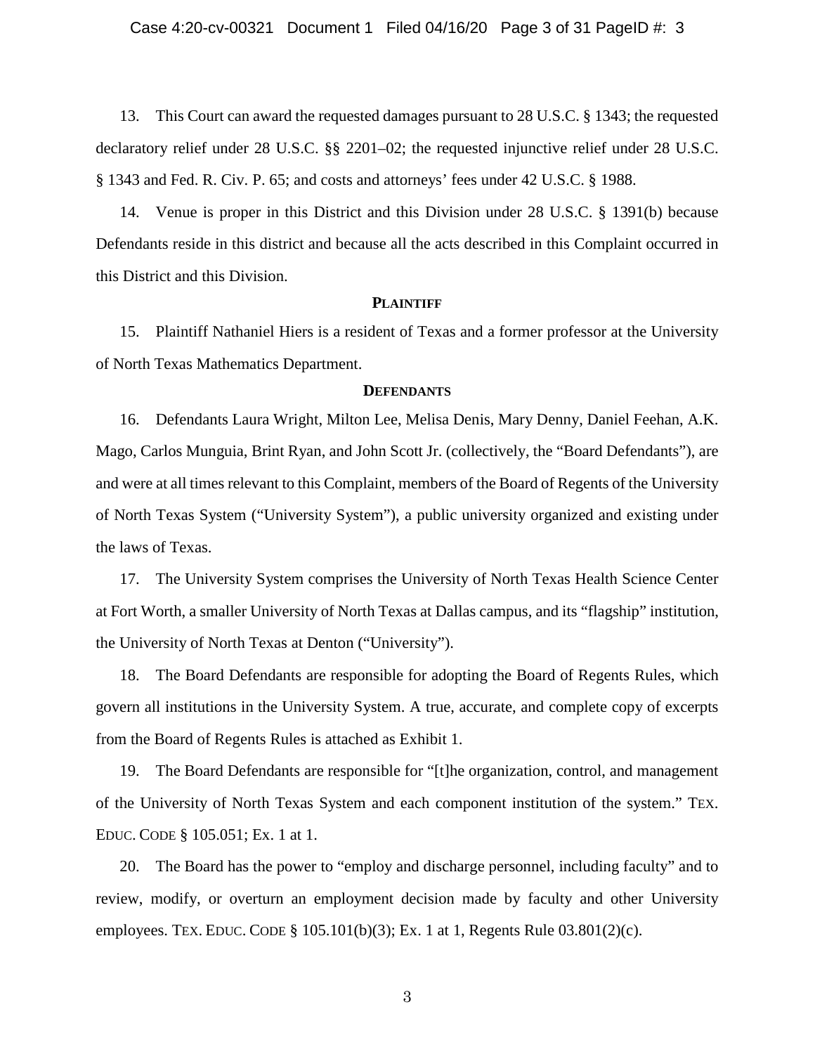13. This Court can award the requested damages pursuant to 28 U.S.C. § 1343; the requested declaratory relief under 28 U.S.C. §§ 2201–02; the requested injunctive relief under 28 U.S.C. § 1343 and Fed. R. Civ. P. 65; and costs and attorneys' fees under 42 U.S.C. § 1988.

14. Venue is proper in this District and this Division under 28 U.S.C. § 1391(b) because Defendants reside in this district and because all the acts described in this Complaint occurred in this District and this Division.

## PLAINTIFF

15. Plaintiff Nathaniel Hiers is a resident of Texas and a former professor at the University of North Texas Mathematics Department.

## DEFENDANTS

16. Defendants Laura Wright, Milton Lee, Melisa Denis, Mary Denny, Daniel Feehan, A.K. Mago, Carlos Munguia, Brint Ryan, and John Scott Jr. (collectively, the "Board Defendants"), are and were at all times relevant to this Complaint, members of the Board of Regents of the University of North Texas System ("University System"), a public university organized and existing under the laws of Texas.

17. The University System comprises the University of North Texas Health Science Center at Fort Worth, a smaller University of North Texas at Dallas campus, and its "flagship" institution, the University of North Texas at Denton ("University").

18. The Board Defendants are responsible for adopting the Board of Regents Rules, which govern all institutions in the University System. A true, accurate, and complete copy of excerpts from the Board of Regents Rules is attached as Exhibit 1.

19. The Board Defendants are responsible for "[t]he organization, control, and management of the University of North Texas System and each component institution of the system." TEX. EDUC. CODE § 105.051; Ex. 1 at 1.

20. The Board has the power to "employ and discharge personnel, including faculty" and to review, modify, or overturn an employment decision made by faculty and other University employees. TEX. EDUC. CODE § 105.101(b)(3); Ex. 1 at 1, Regents Rule 03.801(2)(c).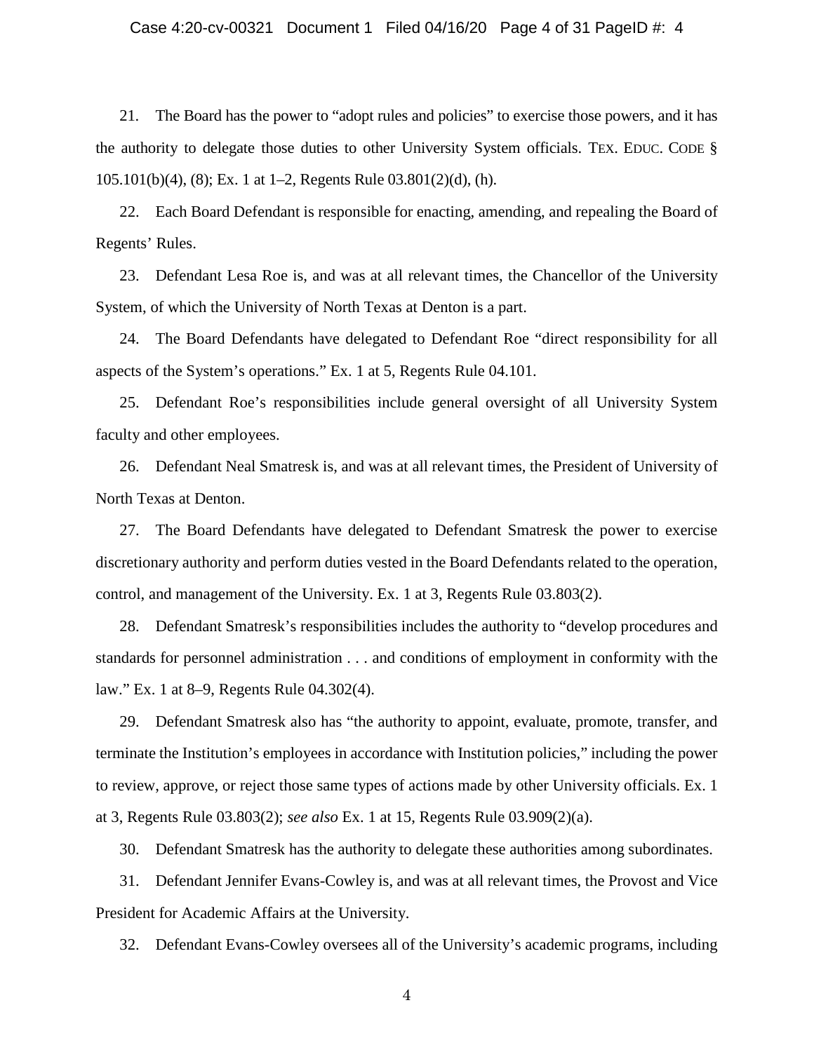21. The Board has the power to "adopt rules and policies" to exercise those powers, and it has the authority to delegate those duties to other University System officials. TEX. EDUC. CODE § 105.101(b)(4), (8); Ex. 1 at 1–2, Regents Rule 03.801(2)(d), (h).

22. Each Board Defendant is responsible for enacting, amending, and repealing the Board of Regents' Rules.

23. Defendant Lesa Roe is, and was at all relevant times, the Chancellor of the University System, of which the University of North Texas at Denton is a part.

24. The Board Defendants have delegated to Defendant Roe "direct responsibility for all aspects of the System's operations." Ex. 1 at 5, Regents Rule 04.101.

25. Defendant Roe's responsibilities include general oversight of all University System faculty and other employees.

26. Defendant Neal Smatresk is, and was at all relevant times, the President of University of North Texas at Denton.

27. The Board Defendants have delegated to Defendant Smatresk the power to exercise discretionary authority and perform duties vested in the Board Defendants related to the operation, control, and management of the University. Ex. 1 at 3, Regents Rule 03.803(2).

28. Defendant Smatresk's responsibilities includes the authority to "develop procedures and standards for personnel administration . . . and conditions of employment in conformity with the law." Ex. 1 at 8–9, Regents Rule 04.302(4).

29. Defendant Smatresk also has "the authority to appoint, evaluate, promote, transfer, and terminate the Institution's employees in accordance with Institution policies," including the power to review, approve, or reject those same types of actions made by other University officials. Ex. 1 at 3, Regents Rule 03.803(2); *see also* Ex. 1 at 15, Regents Rule 03.909(2)(a).

30. Defendant Smatresk has the authority to delegate these authorities among subordinates.

31. Defendant Jennifer Evans-Cowley is, and was at all relevant times, the Provost and Vice President for Academic Affairs at the University.

32. Defendant Evans-Cowley oversees all of the University's academic programs, including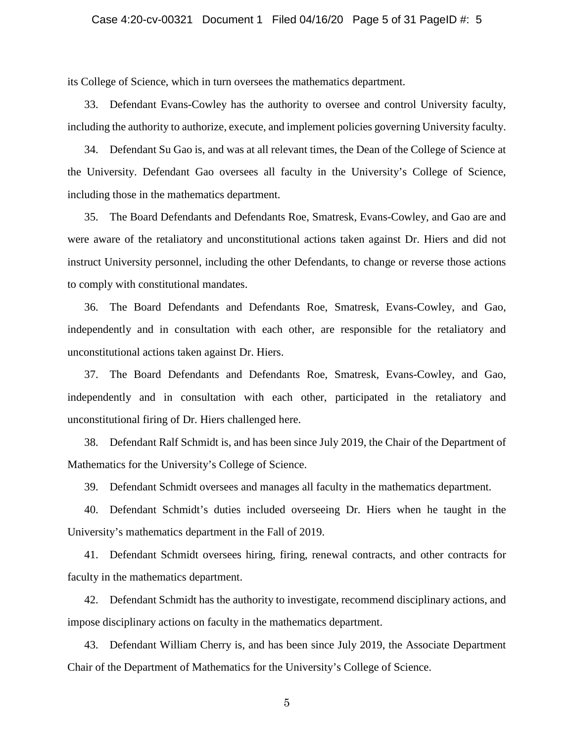its College of Science, which in turn oversees the mathematics department.

33. Defendant Evans-Cowley has the authority to oversee and control University faculty, including the authority to authorize, execute, and implement policies governing University faculty.

34. Defendant Su Gao is, and was at all relevant times, the Dean of the College of Science at the University. Defendant Gao oversees all faculty in the University's College of Science, including those in the mathematics department.

35. The Board Defendants and Defendants Roe, Smatresk, Evans-Cowley, and Gao are and were aware of the retaliatory and unconstitutional actions taken against Dr. Hiers and did not instruct University personnel, including the other Defendants, to change or reverse those actions to comply with constitutional mandates.

36. The Board Defendants and Defendants Roe, Smatresk, Evans-Cowley, and Gao, independently and in consultation with each other, are responsible for the retaliatory and unconstitutional actions taken against Dr. Hiers.

37. The Board Defendants and Defendants Roe, Smatresk, Evans-Cowley, and Gao, independently and in consultation with each other, participated in the retaliatory and unconstitutional firing of Dr. Hiers challenged here.

38. Defendant Ralf Schmidt is, and has been since July 2019, the Chair of the Department of Mathematics for the University's College of Science.

39. Defendant Schmidt oversees and manages all faculty in the mathematics department.

40. Defendant Schmidt's duties included overseeing Dr. Hiers when he taught in the University's mathematics department in the Fall of 2019.

41. Defendant Schmidt oversees hiring, firing, renewal contracts, and other contracts for faculty in the mathematics department.

42. Defendant Schmidt has the authority to investigate, recommend disciplinary actions, and impose disciplinary actions on faculty in the mathematics department.

43. Defendant William Cherry is, and has been since July 2019, the Associate Department Chair of the Department of Mathematics for the University's College of Science.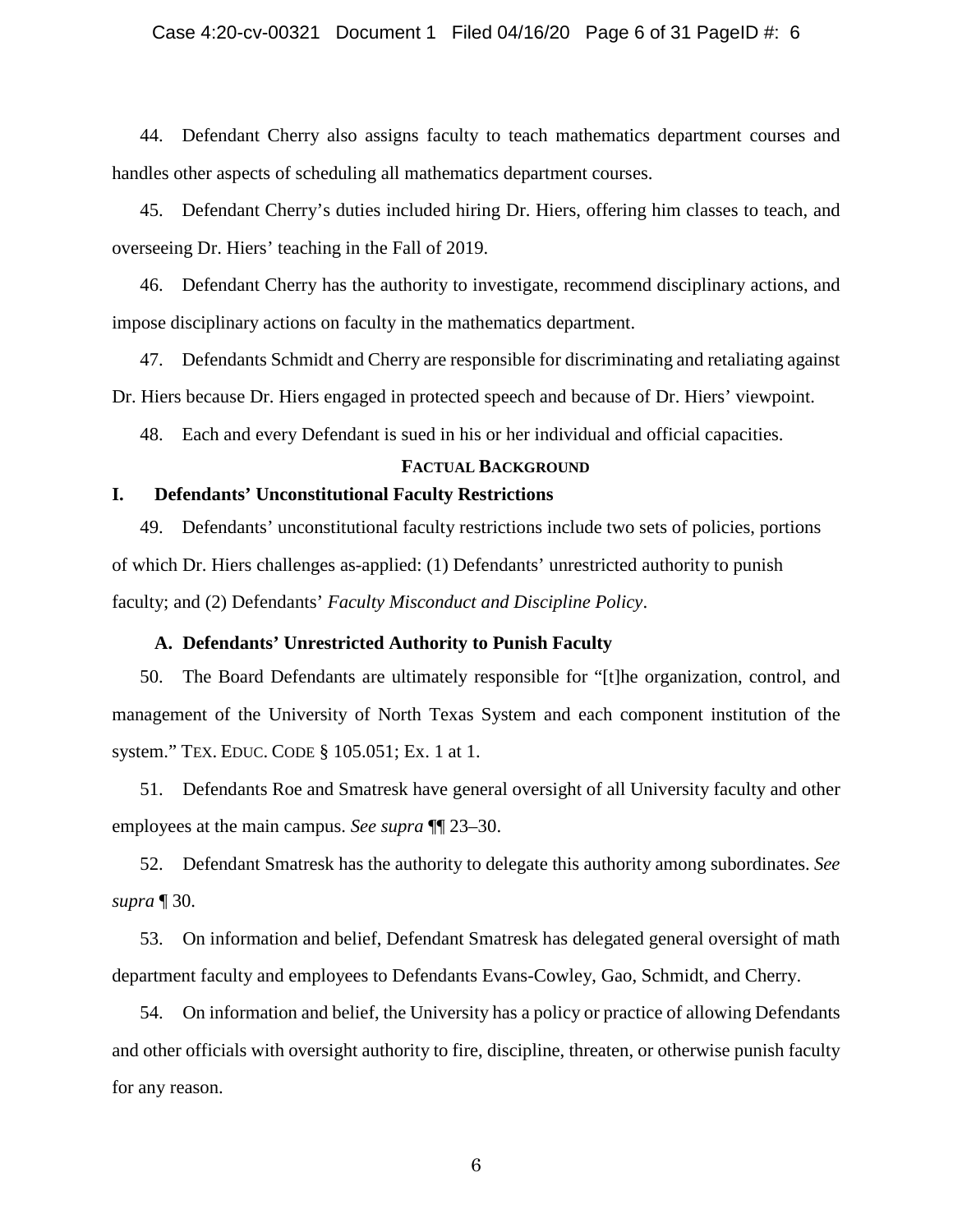44. Defendant Cherry also assigns faculty to teach mathematics department courses and handles other aspects of scheduling all mathematics department courses.

45. Defendant Cherry's duties included hiring Dr. Hiers, offering him classes to teach, and overseeing Dr. Hiers' teaching in the Fall of 2019.

46. Defendant Cherry has the authority to investigate, recommend disciplinary actions, and impose disciplinary actions on faculty in the mathematics department.

47. Defendants Schmidt and Cherry are responsible for discriminating and retaliating against Dr. Hiers because Dr. Hiers engaged in protected speech and because of Dr. Hiers' viewpoint.

48. Each and every Defendant is sued in his or her individual and official capacities.

## FACTUAL BACKGROUND

### I. Defendants' Unconstitutional Faculty Restrictions

49. Defendants' unconstitutional faculty restrictions include two sets of policies, portions of which Dr. Hiers challenges as-applied: (1) Defendants' unrestricted authority to punish faculty; and (2) Defendants' *Faculty Misconduct and Discipline Policy*.

#### A. Defendants' Unrestricted Authority to Punish Faculty

50. The Board Defendants are ultimately responsible for "[t]he organization, control, and management of the University of North Texas System and each component institution of the system." TEX. EDUC. CODE § 105.051; Ex. 1 at 1.

51. Defendants Roe and Smatresk have general oversight of all University faculty and other employees at the main campus. *See supra* ¶¶ 23–30.

52. Defendant Smatresk has the authority to delegate this authority among subordinates. *See supra* ¶ 30.

53. On information and belief, Defendant Smatresk has delegated general oversight of math department faculty and employees to Defendants Evans-Cowley, Gao, Schmidt, and Cherry.

54. On information and belief, the University has a policy or practice of allowing Defendants and other officials with oversight authority to fire, discipline, threaten, or otherwise punish faculty for any reason.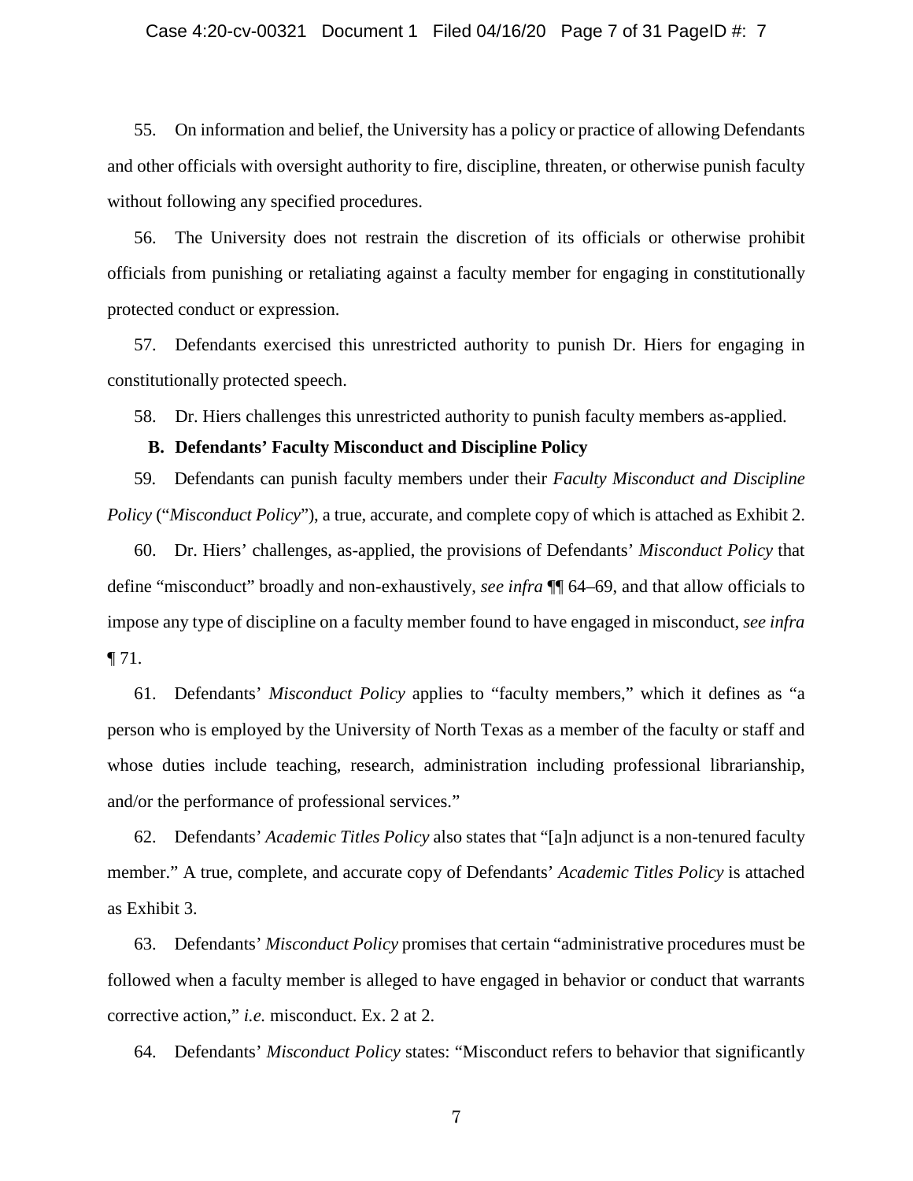55. On information and belief, the University has a policy or practice of allowing Defendants and other officials with oversight authority to fire, discipline, threaten, or otherwise punish faculty without following any specified procedures.

56. The University does not restrain the discretion of its officials or otherwise prohibit officials from punishing or retaliating against a faculty member for engaging in constitutionally protected conduct or expression.

57. Defendants exercised this unrestricted authority to punish Dr. Hiers for engaging in constitutionally protected speech.

58. Dr. Hiers challenges this unrestricted authority to punish faculty members as-applied.

**B. Defendants' Faculty Misconduct and Discipline Policy**

59. Defendants can punish faculty members under their *Faculty Misconduct and Discipline Policy* ("*Misconduct Policy*"), a true, accurate, and complete copy of which is attached as Exhibit 2.

60. Dr. Hiers' challenges, as-applied, the provisions of Defendants' *Misconduct Policy* that define "misconduct" broadly and non-exhaustively, *see infra* ¶¶ 64–69, and that allow officials to impose any type of discipline on a faculty member found to have engaged in misconduct, *see infra* ¶ 71.

61. Defendants' *Misconduct Policy* applies to "faculty members," which it defines as "a person who is employed by the University of North Texas as a member of the faculty or staff and whose duties include teaching, research, administration including professional librarianship, and/or the performance of professional services."

62. Defendants' *Academic Titles Policy* also states that "[a]n adjunct is a non-tenured faculty member." A true, complete, and accurate copy of Defendants' *Academic Titles Policy* is attached as Exhibit 3.

63. Defendants' *Misconduct Policy* promises that certain "administrative procedures must be followed when a faculty member is alleged to have engaged in behavior or conduct that warrants corrective action," *i.e.* misconduct. Ex. 2 at 2.

64. Defendants' *Misconduct Policy* states: "Misconduct refers to behavior that significantly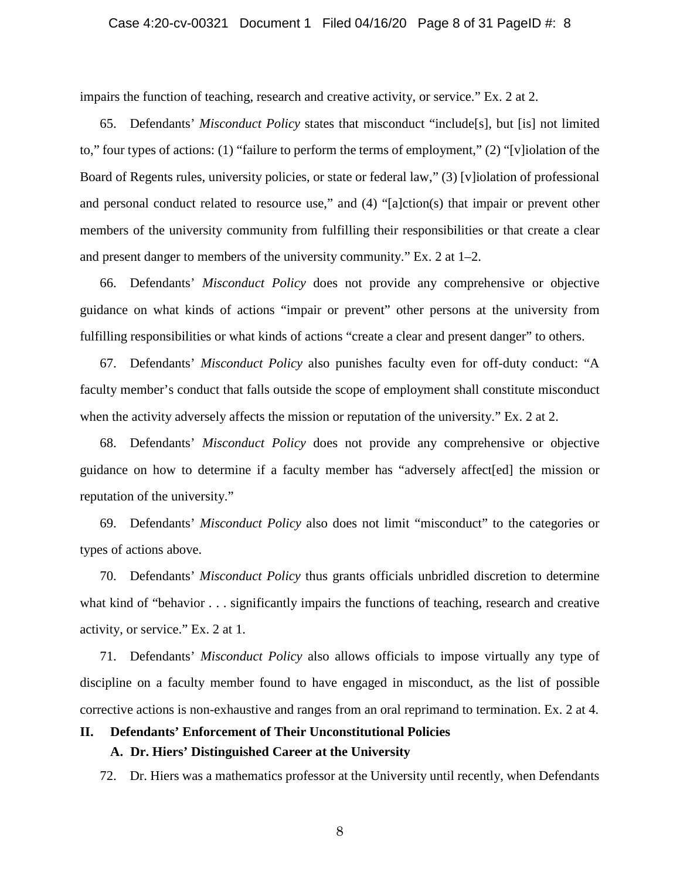impairs the function of teaching, research and creative activity, or service." Ex. 2 at 2.

65. Defendants' *Misconduct Policy* states that misconduct "include[s], but [is] not limited to," four types of actions: (1) "failure to perform the terms of employment," (2) "[v]iolation of the Board of Regents rules, university policies, or state or federal law," (3) [v]iolation of professional and personal conduct related to resource use," and (4) "[a]ction(s) that impair or prevent other members of the university community from fulfilling their responsibilities or that create a clear and present danger to members of the university community." Ex. 2 at 1–2.

66. Defendants' *Misconduct Policy* does not provide any comprehensive or objective guidance on what kinds of actions "impair or prevent" other persons at the university from fulfilling responsibilities or what kinds of actions "create a clear and present danger" to others.

67. Defendants' *Misconduct Policy* also punishes faculty even for off-duty conduct: "A faculty member's conduct that falls outside the scope of employment shall constitute misconduct when the activity adversely affects the mission or reputation of the university." Ex. 2 at 2.

68. Defendants' *Misconduct Policy* does not provide any comprehensive or objective guidance on how to determine if a faculty member has "adversely affect[ed] the mission or reputation of the university."

69. Defendants' *Misconduct Policy* also does not limit "misconduct" to the categories or types of actions above.

70. Defendants' *Misconduct Policy* thus grants officials unbridled discretion to determine what kind of "behavior . . . significantly impairs the functions of teaching, research and creative activity, or service." Ex. 2 at 1.

71. Defendants' *Misconduct Policy* also allows officials to impose virtually any type of discipline on a faculty member found to have engaged in misconduct, as the list of possible corrective actions is non-exhaustive and ranges from an oral reprimand to termination. Ex. 2 at 4.

## II. Defendants' Enforcement of Their Unconstitutional Policies

### A. Dr. Hiers' Distinguished Career at the University

72. Dr. Hiers was a mathematics professor at the University until recently, when Defendants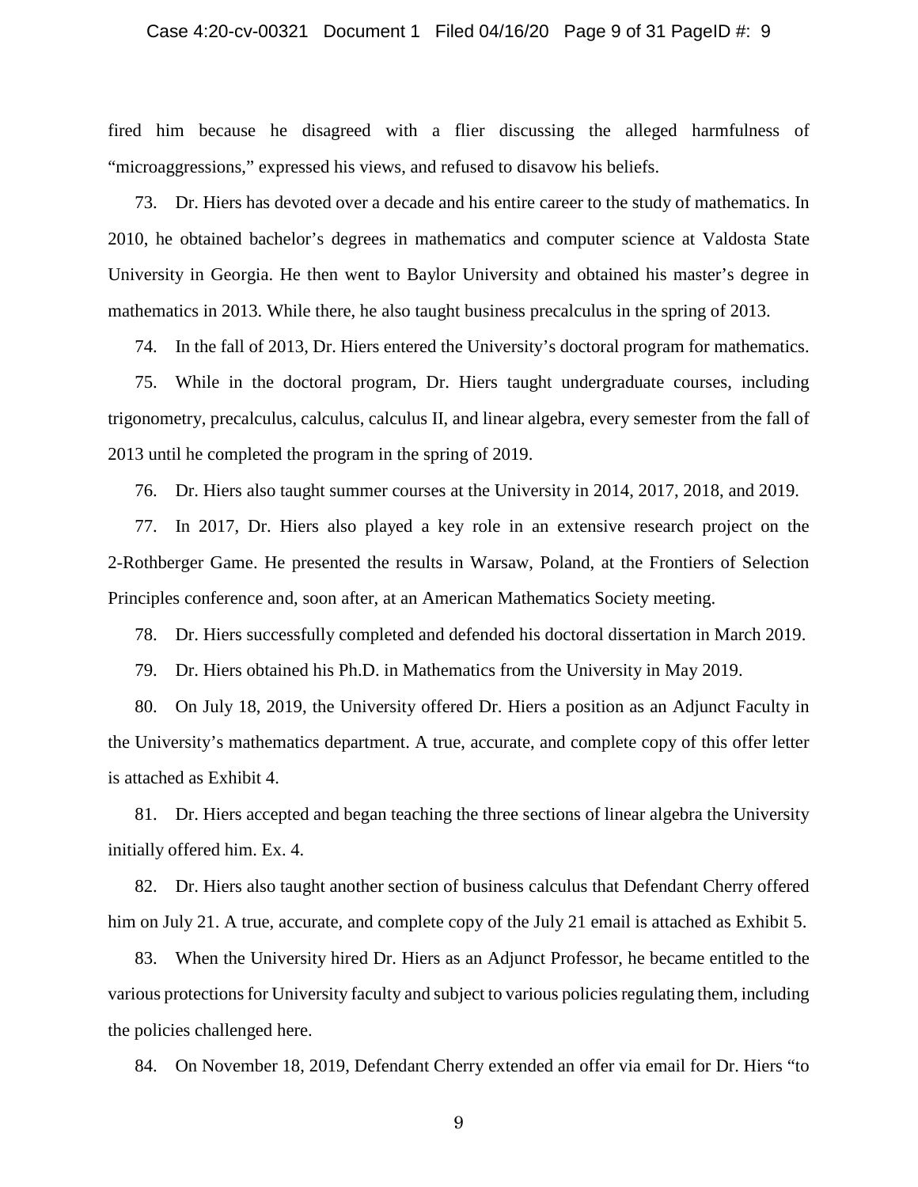fired him because he disagreed with a flier discussing the alleged harmfulness of "microaggressions," expressed his views, and refused to disavow his beliefs.

73. Dr. Hiers has devoted over a decade and his entire career to the study of mathematics. In 2010, he obtained bachelor's degrees in mathematics and computer science at Valdosta State University in Georgia. He then went to Baylor University and obtained his master's degree in mathematics in 2013. While there, he also taught business precalculus in the spring of 2013.

74. In the fall of 2013, Dr. Hiers entered the University's doctoral program for mathematics.

75. While in the doctoral program, Dr. Hiers taught undergraduate courses, including trigonometry, precalculus, calculus, calculus II, and linear algebra, every semester from the fall of 2013 until he completed the program in the spring of 2019.

76. Dr. Hiers also taught summer courses at the University in 2014, 2017, 2018, and 2019.

77. In 2017, Dr. Hiers also played a key role in an extensive research project on the 2-Rothberger Game. He presented the results in Warsaw, Poland, at the Frontiers of Selection Principles conference and, soon after, at an American Mathematics Society meeting.

78. Dr. Hiers successfully completed and defended his doctoral dissertation in March 2019.

79. Dr. Hiers obtained his Ph.D. in Mathematics from the University in May 2019.

80. On July 18, 2019, the University offered Dr. Hiers a position as an Adjunct Faculty in the University's mathematics department. A true, accurate, and complete copy of this offer letter is attached as Exhibit 4.

81. Dr. Hiers accepted and began teaching the three sections of linear algebra the University initially offered him. Ex. 4.

82. Dr. Hiers also taught another section of business calculus that Defendant Cherry offered him on July 21. A true, accurate, and complete copy of the July 21 email is attached as Exhibit 5.

83. When the University hired Dr. Hiers as an Adjunct Professor, he became entitled to the various protections for University faculty and subject to various policies regulating them, including the policies challenged here.

84. On November 18, 2019, Defendant Cherry extended an offer via email for Dr. Hiers "to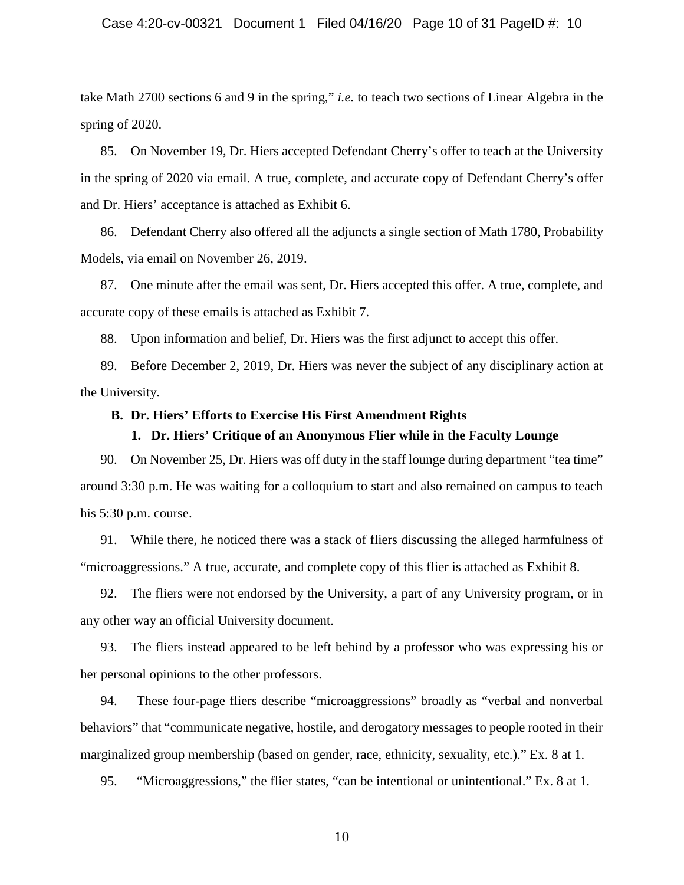take Math 2700 sections 6 and 9 in the spring," *i.e.* to teach two sections of Linear Algebra in the spring of 2020.

85. On November 19, Dr. Hiers accepted Defendant Cherry's offer to teach at the University in the spring of 2020 via email. A true, complete, and accurate copy of Defendant Cherry's offer and Dr. Hiers' acceptance is attached as Exhibit 6.

86. Defendant Cherry also offered all the adjuncts a single section of Math 1780, Probability Models, via email on November 26, 2019.

87. One minute after the email was sent, Dr. Hiers accepted this offer. A true, complete, and accurate copy of these emails is attached as Exhibit 7.

88. Upon information and belief, Dr. Hiers was the first adjunct to accept this offer.

89. Before December 2, 2019, Dr. Hiers was never the subject of any disciplinary action at the University.

### B. Dr. Hiers' Efforts to Exercise His First Amendment Rights

#### 1. Dr. Hiers' Critique of an Anonymous Flier while in the Faculty Lounge

90. On November 25, Dr. Hiers was off duty in the staff lounge during department "tea time" around 3:30 p.m. He was waiting for a colloquium to start and also remained on campus to teach his 5:30 p.m. course.

91. While there, he noticed there was a stack of fliers discussing the alleged harmfulness of "microaggressions." A true, accurate, and complete copy of this flier is attached as Exhibit 8.

92. The fliers were not endorsed by the University, a part of any University program, or in any other way an official University document.

93. The fliers instead appeared to be left behind by a professor who was expressing his or her personal opinions to the other professors.

94. These four-page fliers describe "microaggressions" broadly as "verbal and nonverbal behaviors" that "communicate negative, hostile, and derogatory messages to people rooted in their marginalized group membership (based on gender, race, ethnicity, sexuality, etc.)." Ex. 8 at 1.

95. "Microaggressions," the flier states, "can be intentional or unintentional." Ex. 8 at 1.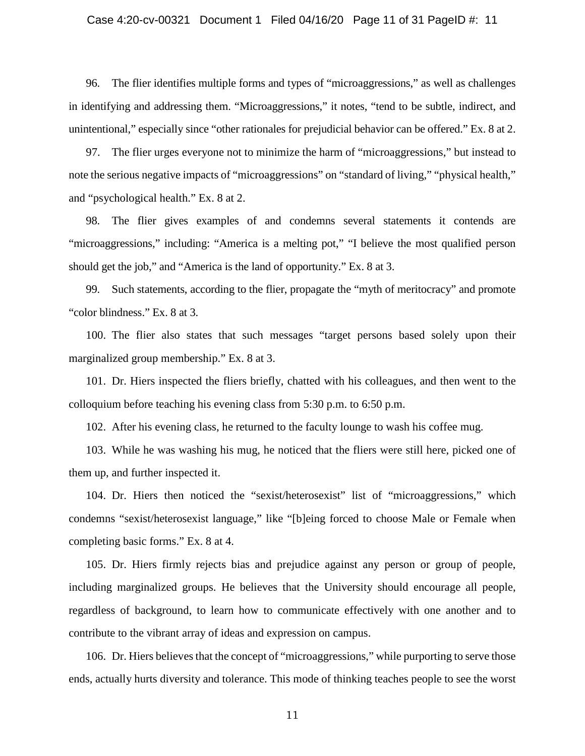96. The flier identifies multiple forms and types of "microaggressions," as well as challenges in identifying and addressing them. "Microaggressions," it notes, "tend to be subtle, indirect, and unintentional," especially since "other rationales for prejudicial behavior can be offered." Ex. 8 at 2.

97. The flier urges everyone not to minimize the harm of "microaggressions," but instead to note the serious negative impacts of "microaggressions" on "standard of living," "physical health," and "psychological health." Ex. 8 at 2.

98. The flier gives examples of and condemns several statements it contends are "microaggressions," including: "America is a melting pot," "I believe the most qualified person should get the job," and "America is the land of opportunity." Ex. 8 at 3.

99. Such statements, according to the flier, propagate the "myth of meritocracy" and promote "color blindness." Ex. 8 at 3.

100. The flier also states that such messages "target persons based solely upon their marginalized group membership." Ex. 8 at 3.

101. Dr. Hiers inspected the fliers briefly, chatted with his colleagues, and then went to the colloquium before teaching his evening class from 5:30 p.m. to 6:50 p.m.

102. After his evening class, he returned to the faculty lounge to wash his coffee mug.

103. While he was washing his mug, he noticed that the fliers were still here, picked one of them up, and further inspected it.

104. Dr. Hiers then noticed the "sexist/heterosexist" list of "microaggressions," which condemns "sexist/heterosexist language," like "[b]eing forced to choose Male or Female when completing basic forms." Ex. 8 at 4.

105. Dr. Hiers firmly rejects bias and prejudice against any person or group of people, including marginalized groups. He believes that the University should encourage all people, regardless of background, to learn how to communicate effectively with one another and to contribute to the vibrant array of ideas and expression on campus.

106. Dr. Hiers believes that the concept of "microaggressions," while purporting to serve those ends, actually hurts diversity and tolerance. This mode of thinking teaches people to see the worst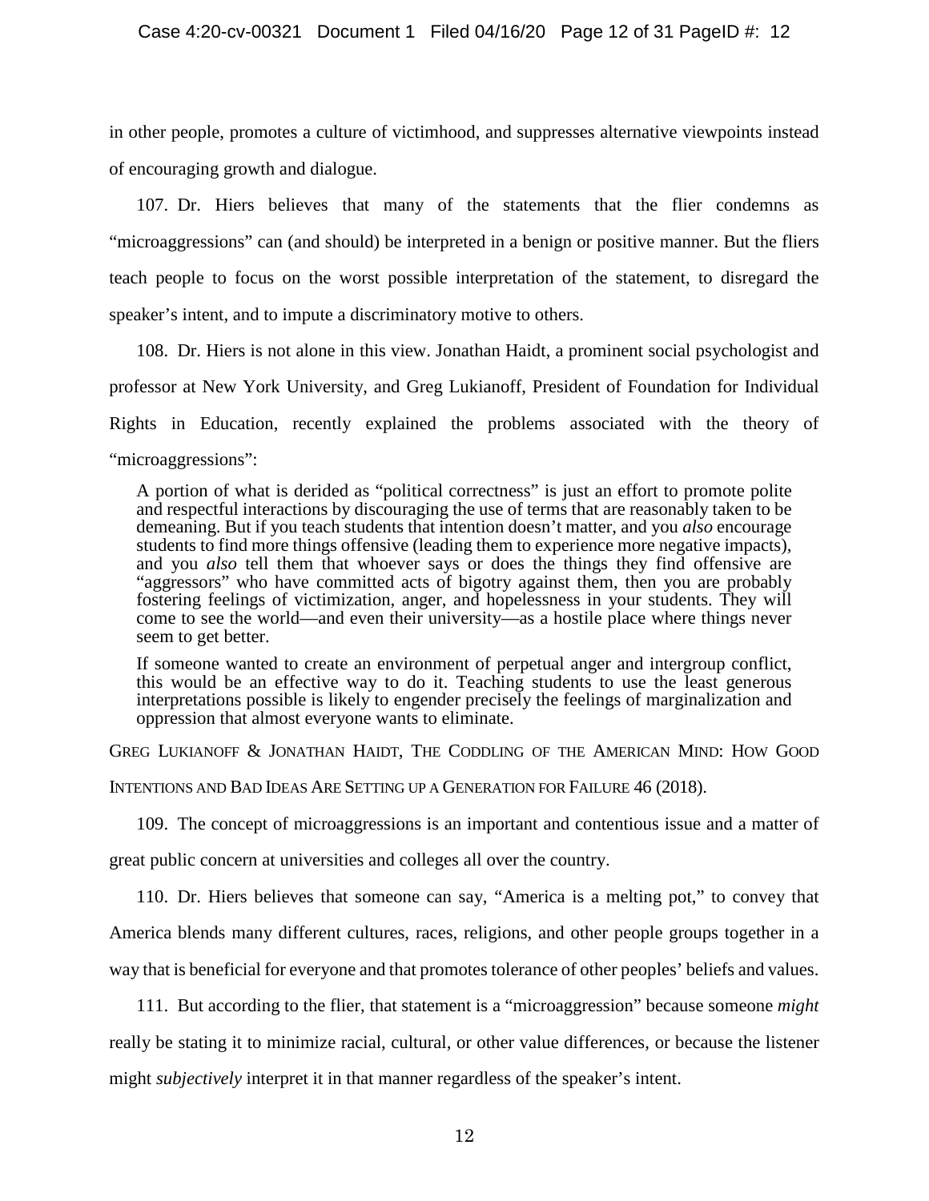in other people, promotes a culture of victimhood, and suppresses alternative viewpoints instead of encouraging growth and dialogue.

107. Dr. Hiers believes that many of the statements that the flier condemns as "microaggressions" can (and should) be interpreted in a benign or positive manner. But the fliers teach people to focus on the worst possible interpretation of the statement, to disregard the speaker's intent, and to impute a discriminatory motive to others.

108. Dr. Hiers is not alone in this view. Jonathan Haidt, a prominent social psychologist and professor at New York University, and Greg Lukianoff, President of Foundation for Individual Rights in Education, recently explained the problems associated with the theory of "microaggressions":

> A portion of what is derided as "political correctness" is just an effort to promote polite and respectful interactions by discouraging the use of terms that are reasonably taken to be demeaning. But if you teach students that intention doesn't matter, and you *also* encourage students to find more things offensive (leading them to experience more negative impacts), and you *also* tell them that whoever says or does the things they find offensive are "aggressors" who have committed acts of bigotry against them, then you are probably fostering feelings of victimization, anger, and hopelessness in your students. They will come to see the world—and even their university—as a hostile place where things never seem to get better.
>
> If someone wanted to create an environment of perpetual anger and intergroup conflict, this would be an effective way to do it. Teaching students to use the least generous interpretations possible is likely to engender precisely the feelings of marginalization and oppression that almost everyone wants to eliminate.

GREG LUKIANOFF & JONATHAN HAIDT, THE CODDLING OF THE AMERICAN MIND: HOW GOOD INTENTIONS AND BAD IDEAS ARE SETTING UP A GENERATION FOR FAILURE 46 (2018).

109. The concept of microaggressions is an important and contentious issue and a matter of great public concern at universities and colleges all over the country.

110. Dr. Hiers believes that someone can say, "America is a melting pot," to convey that America blends many different cultures, races, religions, and other people groups together in a way that is beneficial for everyone and that promotes tolerance of other peoples' beliefs and values.

111. But according to the flier, that statement is a "microaggression" because someone *might* really be stating it to minimize racial, cultural, or other value differences, or because the listener might *subjectively* interpret it in that manner regardless of the speaker's intent.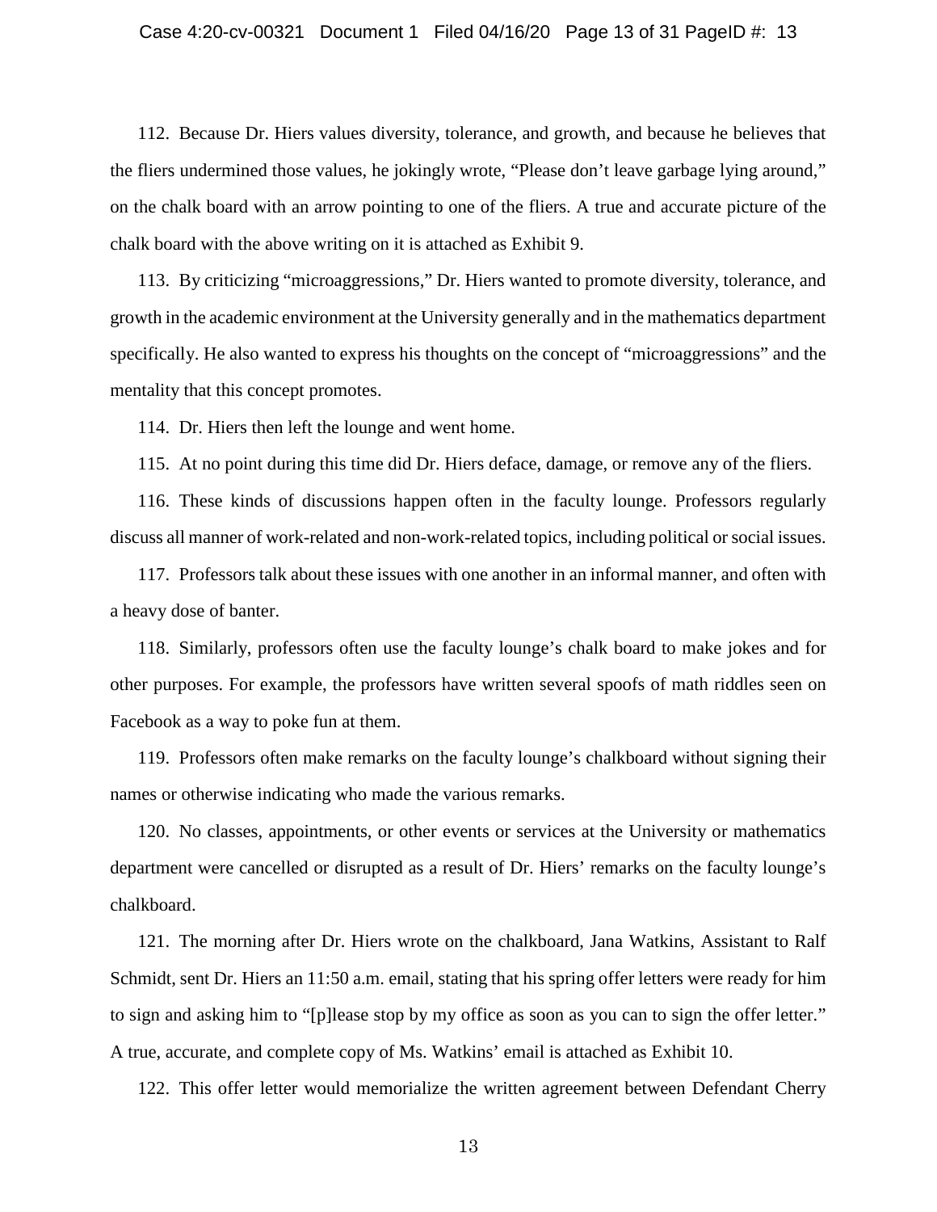112. Because Dr. Hiers values diversity, tolerance, and growth, and because he believes that the fliers undermined those values, he jokingly wrote, "Please don't leave garbage lying around," on the chalk board with an arrow pointing to one of the fliers. A true and accurate picture of the chalk board with the above writing on it is attached as Exhibit 9.

113. By criticizing "microaggressions," Dr. Hiers wanted to promote diversity, tolerance, and growth in the academic environment at the University generally and in the mathematics department specifically. He also wanted to express his thoughts on the concept of "microaggressions" and the mentality that this concept promotes.

114. Dr. Hiers then left the lounge and went home.

115. At no point during this time did Dr. Hiers deface, damage, or remove any of the fliers.

116. These kinds of discussions happen often in the faculty lounge. Professors regularly discuss all manner of work-related and non-work-related topics, including political or social issues.

117. Professors talk about these issues with one another in an informal manner, and often with a heavy dose of banter.

118. Similarly, professors often use the faculty lounge's chalk board to make jokes and for other purposes. For example, the professors have written several spoofs of math riddles seen on Facebook as a way to poke fun at them.

119. Professors often make remarks on the faculty lounge's chalkboard without signing their names or otherwise indicating who made the various remarks.

120. No classes, appointments, or other events or services at the University or mathematics department were cancelled or disrupted as a result of Dr. Hiers' remarks on the faculty lounge's chalkboard.

121. The morning after Dr. Hiers wrote on the chalkboard, Jana Watkins, Assistant to Ralf Schmidt, sent Dr. Hiers an 11:50 a.m. email, stating that his spring offer letters were ready for him to sign and asking him to "[p]lease stop by my office as soon as you can to sign the offer letter." A true, accurate, and complete copy of Ms. Watkins' email is attached as Exhibit 10.

122. This offer letter would memorialize the written agreement between Defendant Cherry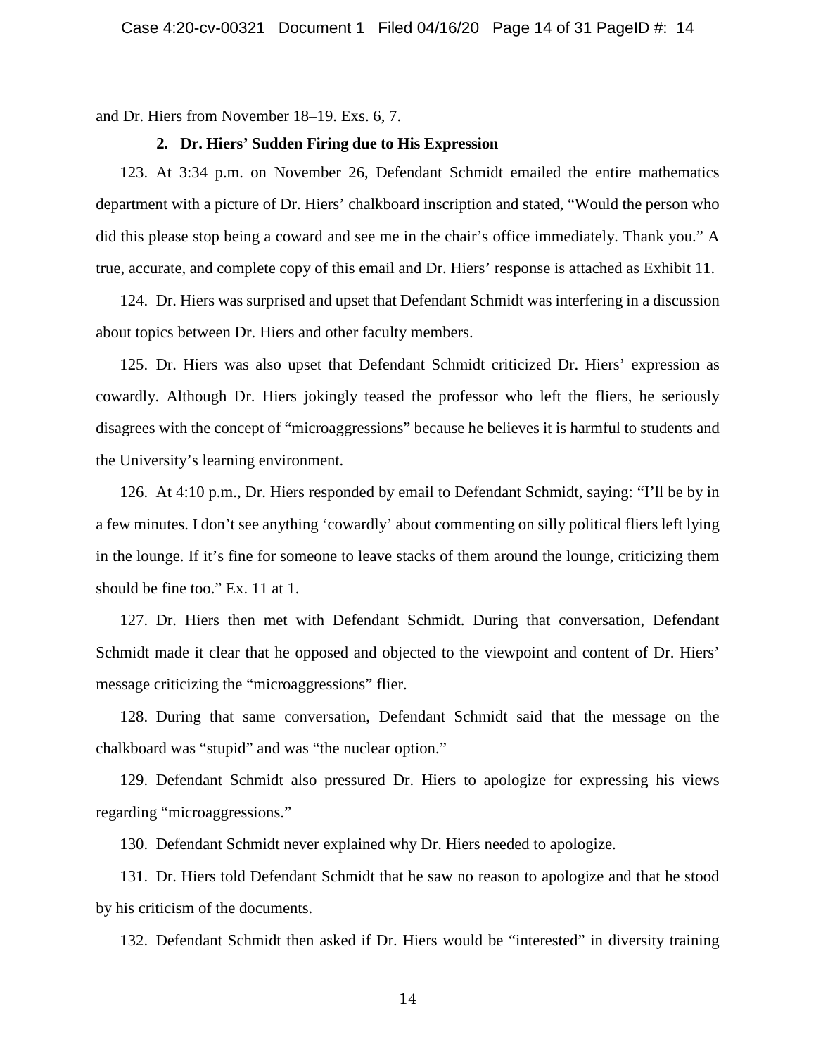and Dr. Hiers from November 18–19. Exs. 6, 7.

### 2. Dr. Hiers' Sudden Firing due to His Expression

123. At 3:34 p.m. on November 26, Defendant Schmidt emailed the entire mathematics department with a picture of Dr. Hiers' chalkboard inscription and stated, "Would the person who did this please stop being a coward and see me in the chair's office immediately. Thank you." A true, accurate, and complete copy of this email and Dr. Hiers' response is attached as Exhibit 11.

124. Dr. Hiers was surprised and upset that Defendant Schmidt was interfering in a discussion about topics between Dr. Hiers and other faculty members.

125. Dr. Hiers was also upset that Defendant Schmidt criticized Dr. Hiers' expression as cowardly. Although Dr. Hiers jokingly teased the professor who left the fliers, he seriously disagrees with the concept of "microaggressions" because he believes it is harmful to students and the University's learning environment.

126. At 4:10 p.m., Dr. Hiers responded by email to Defendant Schmidt, saying: "I'll be by in a few minutes. I don't see anything 'cowardly' about commenting on silly political fliers left lying in the lounge. If it's fine for someone to leave stacks of them around the lounge, criticizing them should be fine too." Ex. 11 at 1.

127. Dr. Hiers then met with Defendant Schmidt. During that conversation, Defendant Schmidt made it clear that he opposed and objected to the viewpoint and content of Dr. Hiers' message criticizing the "microaggressions" flier.

128. During that same conversation, Defendant Schmidt said that the message on the chalkboard was "stupid" and was "the nuclear option."

129. Defendant Schmidt also pressured Dr. Hiers to apologize for expressing his views regarding "microaggressions."

130. Defendant Schmidt never explained why Dr. Hiers needed to apologize.

131. Dr. Hiers told Defendant Schmidt that he saw no reason to apologize and that he stood by his criticism of the documents.

132. Defendant Schmidt then asked if Dr. Hiers would be "interested" in diversity training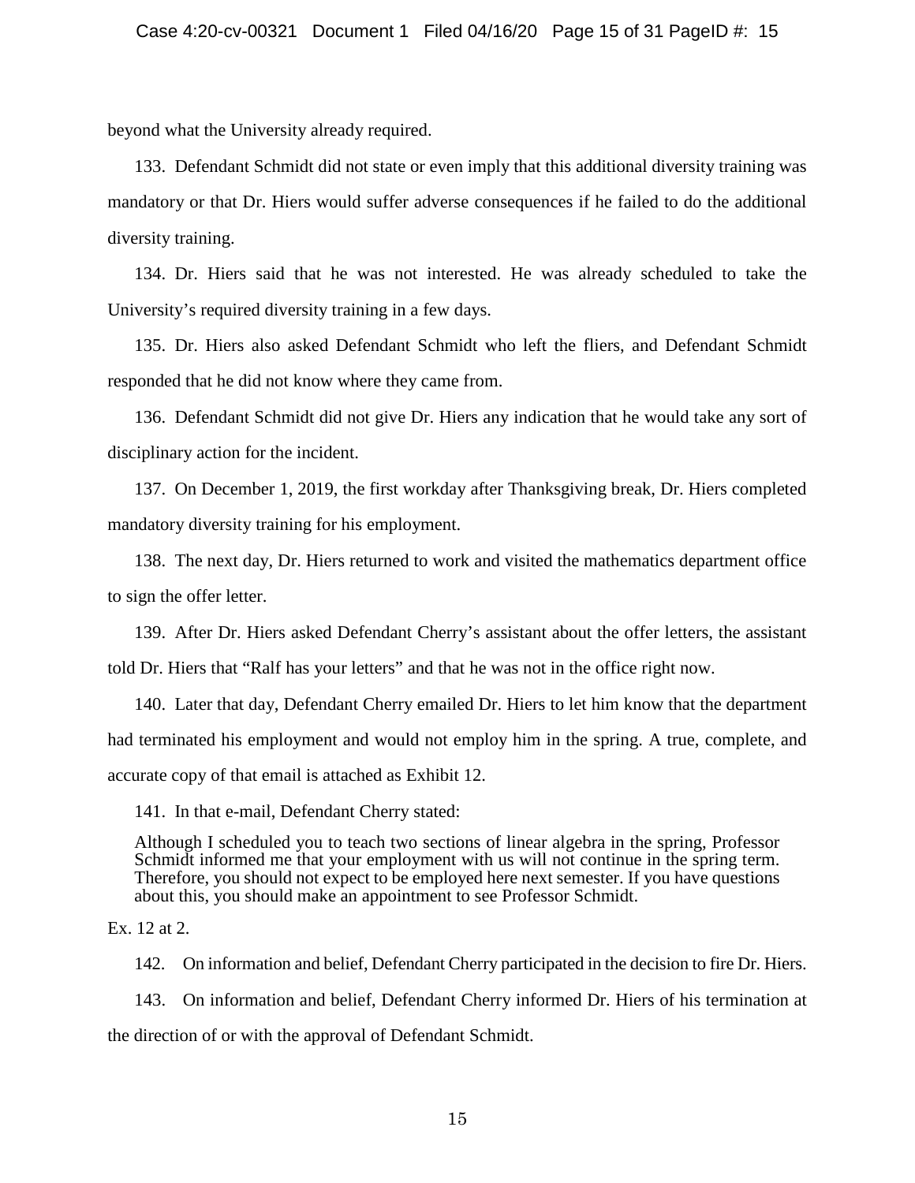beyond what the University already required.

133. Defendant Schmidt did not state or even imply that this additional diversity training was mandatory or that Dr. Hiers would suffer adverse consequences if he failed to do the additional diversity training.

134. Dr. Hiers said that he was not interested. He was already scheduled to take the University's required diversity training in a few days.

135. Dr. Hiers also asked Defendant Schmidt who left the fliers, and Defendant Schmidt responded that he did not know where they came from.

136. Defendant Schmidt did not give Dr. Hiers any indication that he would take any sort of disciplinary action for the incident.

137. On December 1, 2019, the first workday after Thanksgiving break, Dr. Hiers completed mandatory diversity training for his employment.

138. The next day, Dr. Hiers returned to work and visited the mathematics department office to sign the offer letter.

139. After Dr. Hiers asked Defendant Cherry's assistant about the offer letters, the assistant told Dr. Hiers that "Ralf has your letters" and that he was not in the office right now.

140. Later that day, Defendant Cherry emailed Dr. Hiers to let him know that the department had terminated his employment and would not employ him in the spring. A true, complete, and accurate copy of that email is attached as Exhibit 12.

141. In that e-mail, Defendant Cherry stated:

> Although I scheduled you to teach two sections of linear algebra in the spring, Professor Schmidt informed me that your employment with us will not continue in the spring term. Therefore, you should not expect to be employed here next semester. If you have questions about this, you should make an appointment to see Professor Schmidt.

Ex. 12 at 2.

142. On information and belief, Defendant Cherry participated in the decision to fire Dr. Hiers.

143. On information and belief, Defendant Cherry informed Dr. Hiers of his termination at the direction of or with the approval of Defendant Schmidt.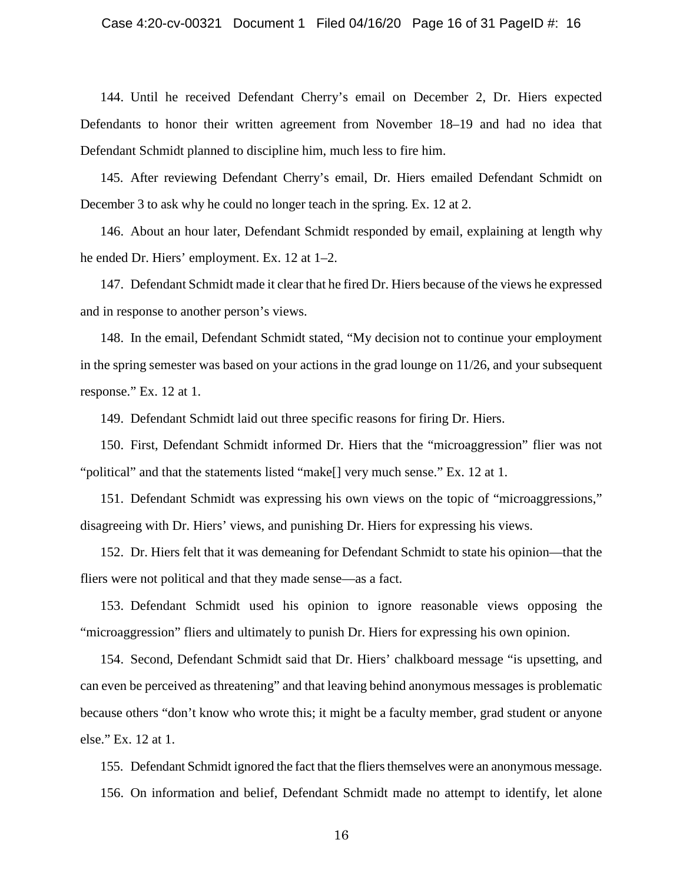144. Until he received Defendant Cherry's email on December 2, Dr. Hiers expected Defendants to honor their written agreement from November 18–19 and had no idea that Defendant Schmidt planned to discipline him, much less to fire him.

145. After reviewing Defendant Cherry's email, Dr. Hiers emailed Defendant Schmidt on December 3 to ask why he could no longer teach in the spring. Ex. 12 at 2.

146. About an hour later, Defendant Schmidt responded by email, explaining at length why he ended Dr. Hiers' employment. Ex. 12 at 1–2.

147. Defendant Schmidt made it clear that he fired Dr. Hiers because of the views he expressed and in response to another person's views.

148. In the email, Defendant Schmidt stated, "My decision not to continue your employment in the spring semester was based on your actions in the grad lounge on 11/26, and your subsequent response." Ex. 12 at 1.

149. Defendant Schmidt laid out three specific reasons for firing Dr. Hiers.

150. First, Defendant Schmidt informed Dr. Hiers that the "microaggression" flier was not "political" and that the statements listed "make[] very much sense." Ex. 12 at 1.

151. Defendant Schmidt was expressing his own views on the topic of "microaggressions," disagreeing with Dr. Hiers' views, and punishing Dr. Hiers for expressing his views.

152. Dr. Hiers felt that it was demeaning for Defendant Schmidt to state his opinion—that the fliers were not political and that they made sense—as a fact.

153. Defendant Schmidt used his opinion to ignore reasonable views opposing the "microaggression" fliers and ultimately to punish Dr. Hiers for expressing his own opinion.

154. Second, Defendant Schmidt said that Dr. Hiers' chalkboard message "is upsetting, and can even be perceived as threatening" and that leaving behind anonymous messages is problematic because others "don't know who wrote this; it might be a faculty member, grad student or anyone else." Ex. 12 at 1.

155. Defendant Schmidt ignored the fact that the fliers themselves were an anonymous message.

156. On information and belief, Defendant Schmidt made no attempt to identify, let alone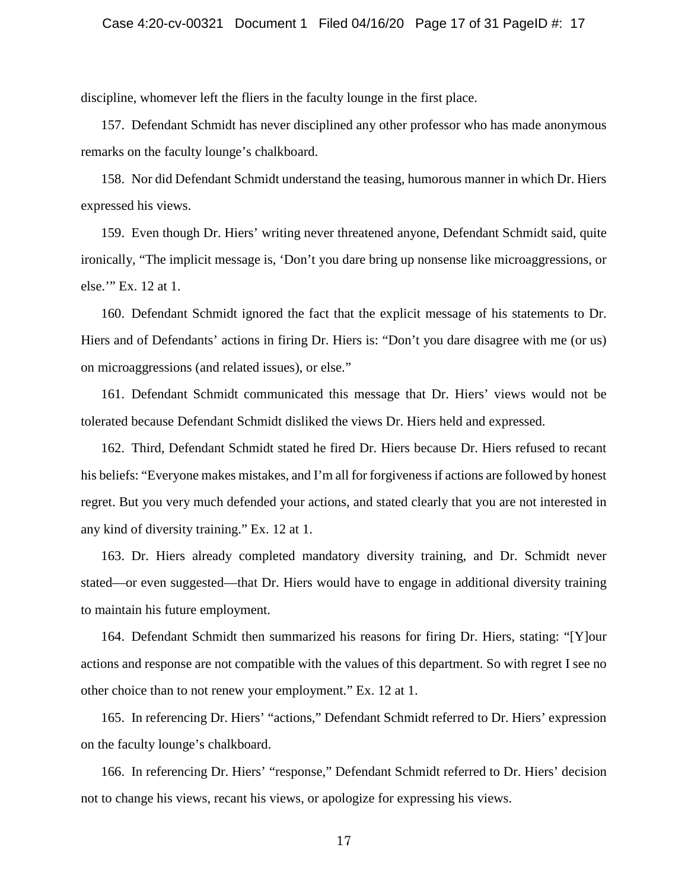discipline, whomever left the fliers in the faculty lounge in the first place.

157. Defendant Schmidt has never disciplined any other professor who has made anonymous remarks on the faculty lounge's chalkboard.

158. Nor did Defendant Schmidt understand the teasing, humorous manner in which Dr. Hiers expressed his views.

159. Even though Dr. Hiers' writing never threatened anyone, Defendant Schmidt said, quite ironically, "The implicit message is, 'Don't you dare bring up nonsense like microaggressions, or else.'" Ex. 12 at 1.

160. Defendant Schmidt ignored the fact that the explicit message of his statements to Dr. Hiers and of Defendants' actions in firing Dr. Hiers is: "Don't you dare disagree with me (or us) on microaggressions (and related issues), or else."

161. Defendant Schmidt communicated this message that Dr. Hiers' views would not be tolerated because Defendant Schmidt disliked the views Dr. Hiers held and expressed.

162. Third, Defendant Schmidt stated he fired Dr. Hiers because Dr. Hiers refused to recant his beliefs: "Everyone makes mistakes, and I'm all for forgiveness if actions are followed by honest regret. But you very much defended your actions, and stated clearly that you are not interested in any kind of diversity training." Ex. 12 at 1.

163. Dr. Hiers already completed mandatory diversity training, and Dr. Schmidt never stated—or even suggested—that Dr. Hiers would have to engage in additional diversity training to maintain his future employment.

164. Defendant Schmidt then summarized his reasons for firing Dr. Hiers, stating: "[Y]our actions and response are not compatible with the values of this department. So with regret I see no other choice than to not renew your employment." Ex. 12 at 1.

165. In referencing Dr. Hiers' "actions," Defendant Schmidt referred to Dr. Hiers' expression on the faculty lounge's chalkboard.

166. In referencing Dr. Hiers' "response," Defendant Schmidt referred to Dr. Hiers' decision not to change his views, recant his views, or apologize for expressing his views.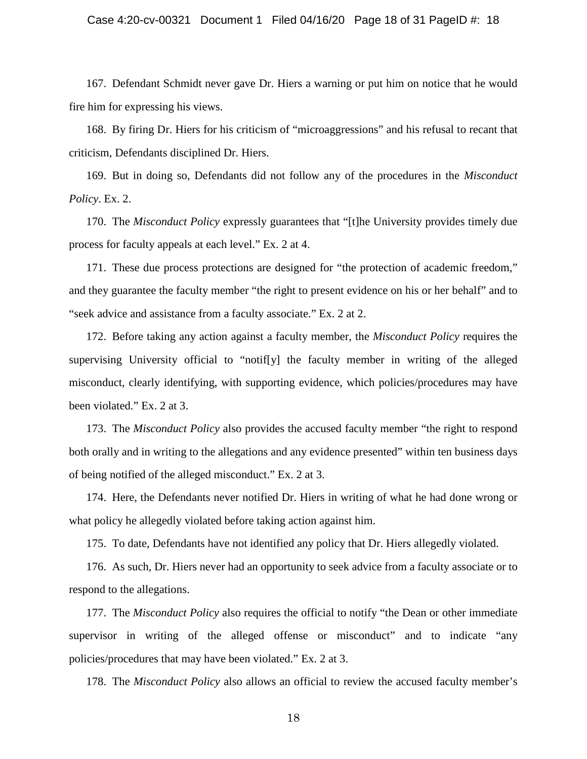167. Defendant Schmidt never gave Dr. Hiers a warning or put him on notice that he would fire him for expressing his views.

168. By firing Dr. Hiers for his criticism of "microaggressions" and his refusal to recant that criticism, Defendants disciplined Dr. Hiers.

169. But in doing so, Defendants did not follow any of the procedures in the *Misconduct Policy*. Ex. 2.

170. The *Misconduct Policy* expressly guarantees that "[t]he University provides timely due process for faculty appeals at each level." Ex. 2 at 4.

171. These due process protections are designed for "the protection of academic freedom," and they guarantee the faculty member "the right to present evidence on his or her behalf" and to "seek advice and assistance from a faculty associate." Ex. 2 at 2.

172. Before taking any action against a faculty member, the *Misconduct Policy* requires the supervising University official to "notif[y] the faculty member in writing of the alleged misconduct, clearly identifying, with supporting evidence, which policies/procedures may have been violated." Ex. 2 at 3.

173. The *Misconduct Policy* also provides the accused faculty member "the right to respond both orally and in writing to the allegations and any evidence presented" within ten business days of being notified of the alleged misconduct." Ex. 2 at 3.

174. Here, the Defendants never notified Dr. Hiers in writing of what he had done wrong or what policy he allegedly violated before taking action against him.

175. To date, Defendants have not identified any policy that Dr. Hiers allegedly violated.

176. As such, Dr. Hiers never had an opportunity to seek advice from a faculty associate or to respond to the allegations.

177. The *Misconduct Policy* also requires the official to notify "the Dean or other immediate supervisor in writing of the alleged offense or misconduct" and to indicate "any policies/procedures that may have been violated." Ex. 2 at 3.

178. The *Misconduct Policy* also allows an official to review the accused faculty member's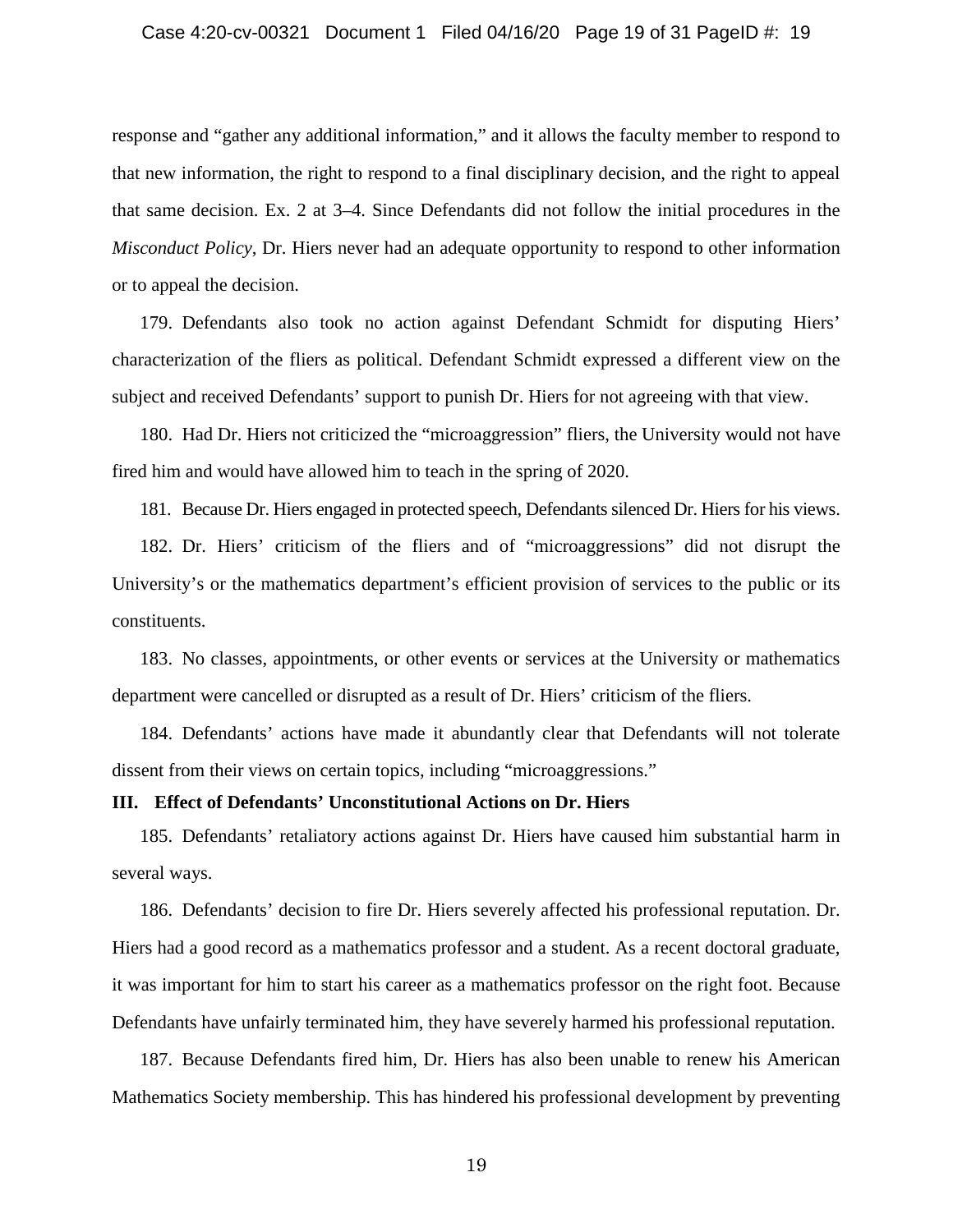response and "gather any additional information," and it allows the faculty member to respond to that new information, the right to respond to a final disciplinary decision, and the right to appeal that same decision. Ex. 2 at 3–4. Since Defendants did not follow the initial procedures in the *Misconduct Policy*, Dr. Hiers never had an adequate opportunity to respond to other information or to appeal the decision.

179. Defendants also took no action against Defendant Schmidt for disputing Hiers' characterization of the fliers as political. Defendant Schmidt expressed a different view on the subject and received Defendants' support to punish Dr. Hiers for not agreeing with that view.

180. Had Dr. Hiers not criticized the "microaggression" fliers, the University would not have fired him and would have allowed him to teach in the spring of 2020.

181. Because Dr. Hiers engaged in protected speech, Defendants silenced Dr. Hiers for his views.

182. Dr. Hiers' criticism of the fliers and of "microaggressions" did not disrupt the University's or the mathematics department's efficient provision of services to the public or its constituents.

183. No classes, appointments, or other events or services at the University or mathematics department were cancelled or disrupted as a result of Dr. Hiers' criticism of the fliers.

184. Defendants' actions have made it abundantly clear that Defendants will not tolerate dissent from their views on certain topics, including "microaggressions."

### III. Effect of Defendants' Unconstitutional Actions on Dr. Hiers

185. Defendants' retaliatory actions against Dr. Hiers have caused him substantial harm in several ways.

186. Defendants' decision to fire Dr. Hiers severely affected his professional reputation. Dr. Hiers had a good record as a mathematics professor and a student. As a recent doctoral graduate, it was important for him to start his career as a mathematics professor on the right foot. Because Defendants have unfairly terminated him, they have severely harmed his professional reputation.

187. Because Defendants fired him, Dr. Hiers has also been unable to renew his American Mathematics Society membership. This has hindered his professional development by preventing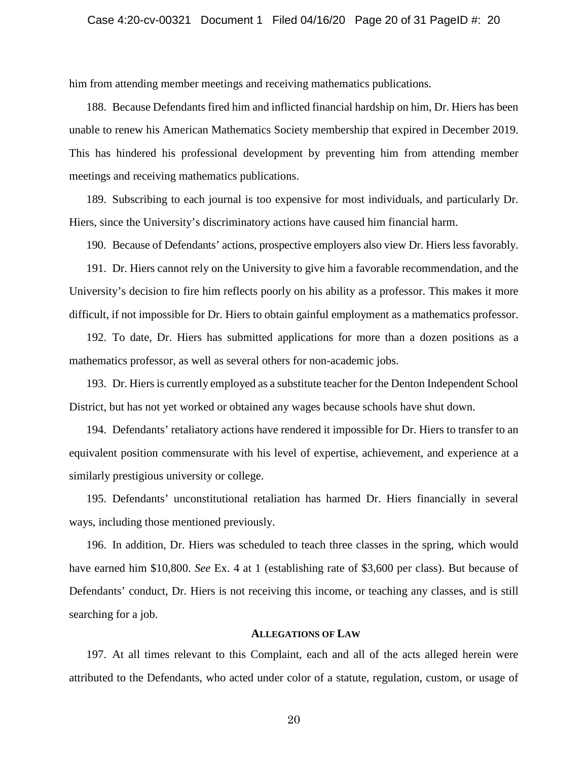him from attending member meetings and receiving mathematics publications.

188. Because Defendants fired him and inflicted financial hardship on him, Dr. Hiers has been unable to renew his American Mathematics Society membership that expired in December 2019. This has hindered his professional development by preventing him from attending member meetings and receiving mathematics publications.

189. Subscribing to each journal is too expensive for most individuals, and particularly Dr. Hiers, since the University's discriminatory actions have caused him financial harm.

190. Because of Defendants' actions, prospective employers also view Dr. Hiers less favorably.

191. Dr. Hiers cannot rely on the University to give him a favorable recommendation, and the University's decision to fire him reflects poorly on his ability as a professor. This makes it more difficult, if not impossible for Dr. Hiers to obtain gainful employment as a mathematics professor.

192. To date, Dr. Hiers has submitted applications for more than a dozen positions as a mathematics professor, as well as several others for non-academic jobs.

193. Dr. Hiers is currently employed as a substitute teacher for the Denton Independent School District, but has not yet worked or obtained any wages because schools have shut down.

194. Defendants' retaliatory actions have rendered it impossible for Dr. Hiers to transfer to an equivalent position commensurate with his level of expertise, achievement, and experience at a similarly prestigious university or college.

195. Defendants' unconstitutional retaliation has harmed Dr. Hiers financially in several ways, including those mentioned previously.

196. In addition, Dr. Hiers was scheduled to teach three classes in the spring, which would have earned him $10,800. *See* Ex. 4 at 1 (establishing rate of $3,600 per class). But because of Defendants' conduct, Dr. Hiers is not receiving this income, or teaching any classes, and is still searching for a job.

## ALLEGATIONS OF LAW

197. At all times relevant to this Complaint, each and all of the acts alleged herein were attributed to the Defendants, who acted under color of a statute, regulation, custom, or usage of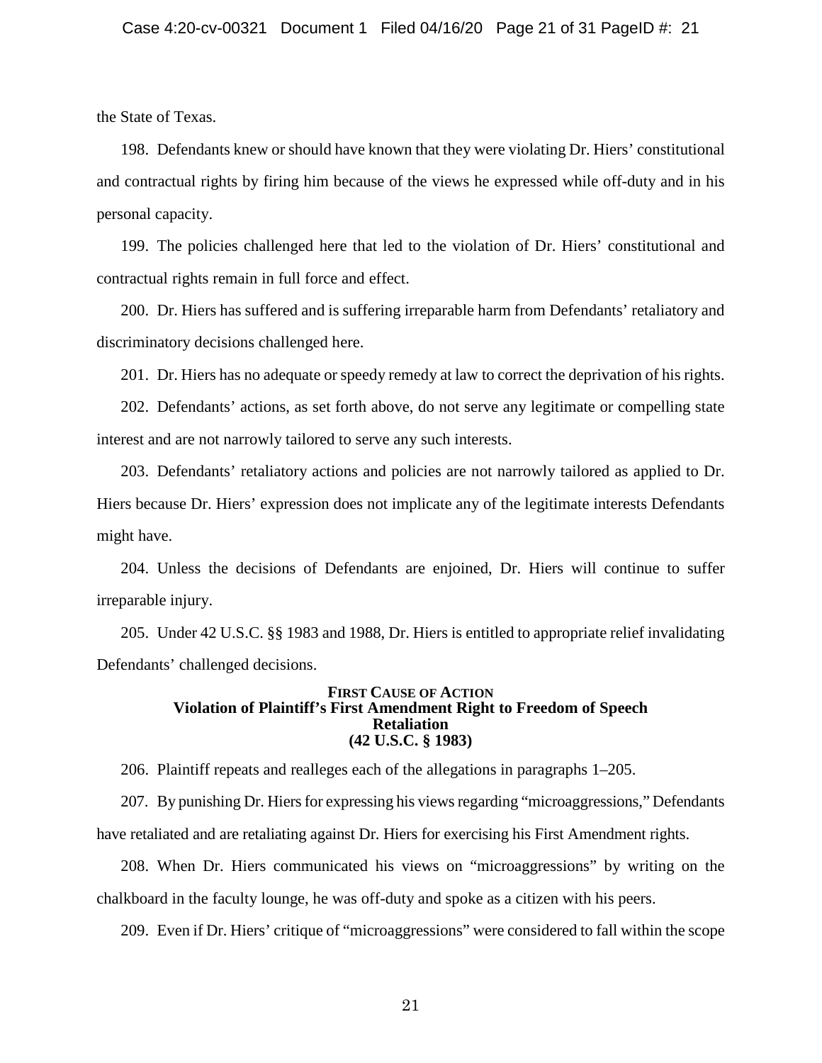the State of Texas.

198. Defendants knew or should have known that they were violating Dr. Hiers' constitutional and contractual rights by firing him because of the views he expressed while off-duty and in his personal capacity.

199. The policies challenged here that led to the violation of Dr. Hiers' constitutional and contractual rights remain in full force and effect.

200. Dr. Hiers has suffered and is suffering irreparable harm from Defendants' retaliatory and discriminatory decisions challenged here.

201. Dr. Hiers has no adequate or speedy remedy at law to correct the deprivation of his rights.

202. Defendants' actions, as set forth above, do not serve any legitimate or compelling state interest and are not narrowly tailored to serve any such interests.

203. Defendants' retaliatory actions and policies are not narrowly tailored as applied to Dr. Hiers because Dr. Hiers' expression does not implicate any of the legitimate interests Defendants might have.

204. Unless the decisions of Defendants are enjoined, Dr. Hiers will continue to suffer irreparable injury.

205. Under 42 U.S.C. §§ 1983 and 1988, Dr. Hiers is entitled to appropriate relief invalidating Defendants' challenged decisions.

**FIRST CAUSE OF ACTION**
**Violation of Plaintiff's First Amendment Right to Freedom of Speech**
**Retaliation**
**(42 U.S.C. § 1983)**

206. Plaintiff repeats and realleges each of the allegations in paragraphs 1–205.

207. By punishing Dr. Hiers for expressing his views regarding "microaggressions," Defendants have retaliated and are retaliating against Dr. Hiers for exercising his First Amendment rights.

208. When Dr. Hiers communicated his views on "microaggressions" by writing on the chalkboard in the faculty lounge, he was off-duty and spoke as a citizen with his peers.

209. Even if Dr. Hiers' critique of "microaggressions" were considered to fall within the scope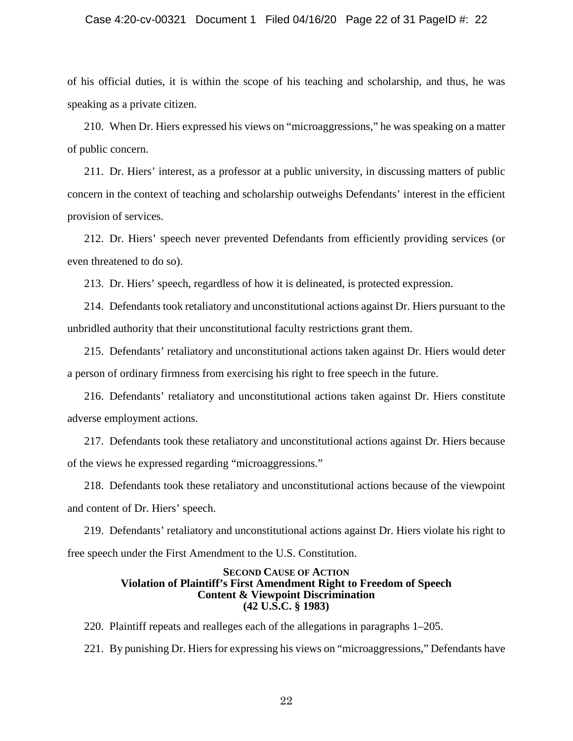of his official duties, it is within the scope of his teaching and scholarship, and thus, he was speaking as a private citizen.

210. When Dr. Hiers expressed his views on "microaggressions," he was speaking on a matter of public concern.

211. Dr. Hiers' interest, as a professor at a public university, in discussing matters of public concern in the context of teaching and scholarship outweighs Defendants' interest in the efficient provision of services.

212. Dr. Hiers' speech never prevented Defendants from efficiently providing services (or even threatened to do so).

213. Dr. Hiers' speech, regardless of how it is delineated, is protected expression.

214. Defendants took retaliatory and unconstitutional actions against Dr. Hiers pursuant to the unbridled authority that their unconstitutional faculty restrictions grant them.

215. Defendants' retaliatory and unconstitutional actions taken against Dr. Hiers would deter a person of ordinary firmness from exercising his right to free speech in the future.

216. Defendants' retaliatory and unconstitutional actions taken against Dr. Hiers constitute adverse employment actions.

217. Defendants took these retaliatory and unconstitutional actions against Dr. Hiers because of the views he expressed regarding "microaggressions."

218. Defendants took these retaliatory and unconstitutional actions because of the viewpoint and content of Dr. Hiers' speech.

219. Defendants' retaliatory and unconstitutional actions against Dr. Hiers violate his right to free speech under the First Amendment to the U.S. Constitution.

## SECOND CAUSE OF ACTION
## Violation of Plaintiff's First Amendment Right to Freedom of Speech Content & Viewpoint Discrimination (42 U.S.C. § 1983)

220. Plaintiff repeats and realleges each of the allegations in paragraphs 1–205.

221. By punishing Dr. Hiers for expressing his views on "microaggressions," Defendants have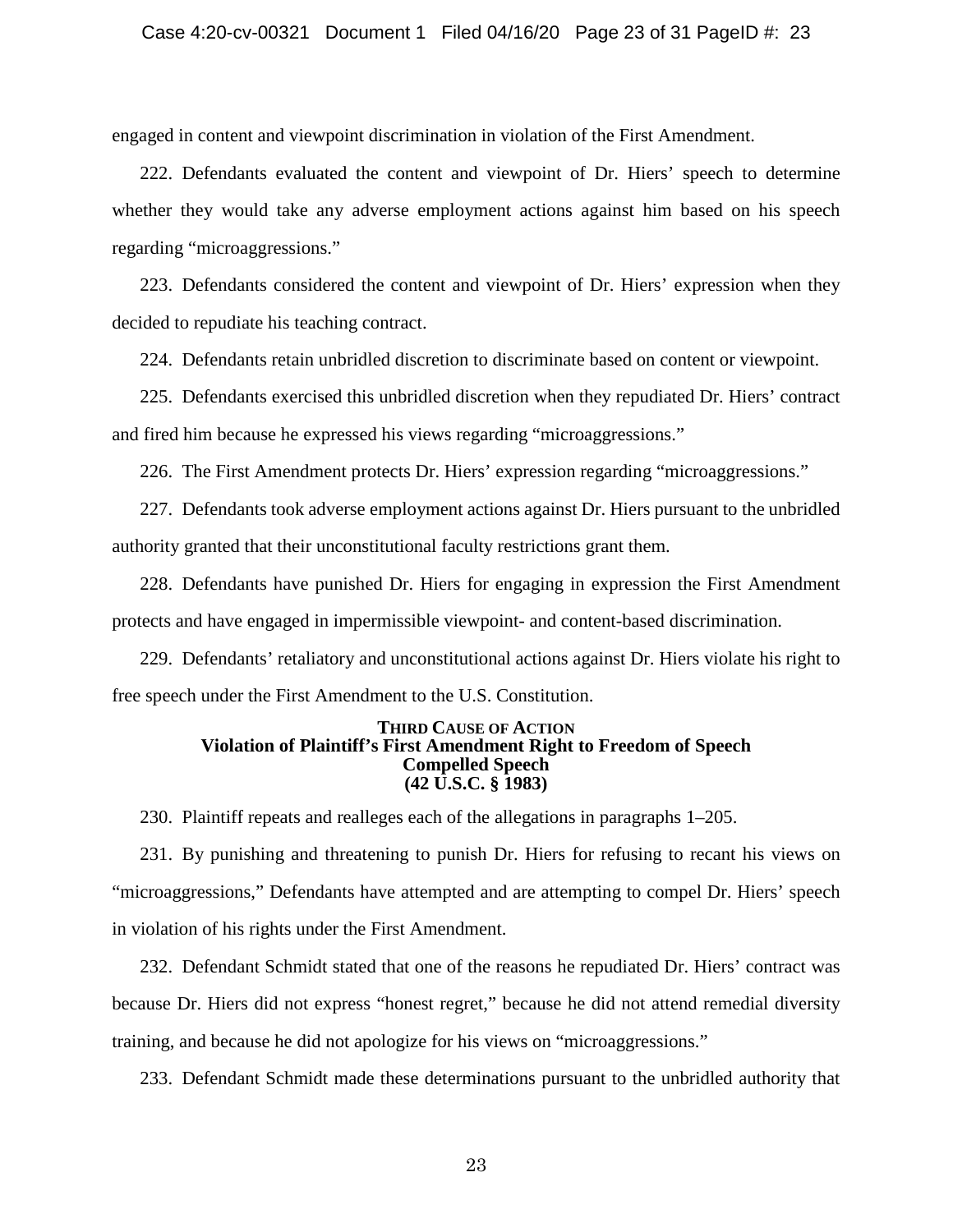engaged in content and viewpoint discrimination in violation of the First Amendment.

222. Defendants evaluated the content and viewpoint of Dr. Hiers' speech to determine whether they would take any adverse employment actions against him based on his speech regarding "microaggressions."

223. Defendants considered the content and viewpoint of Dr. Hiers' expression when they decided to repudiate his teaching contract.

224. Defendants retain unbridled discretion to discriminate based on content or viewpoint.

225. Defendants exercised this unbridled discretion when they repudiated Dr. Hiers' contract and fired him because he expressed his views regarding "microaggressions."

226. The First Amendment protects Dr. Hiers' expression regarding "microaggressions."

227. Defendants took adverse employment actions against Dr. Hiers pursuant to the unbridled authority granted that their unconstitutional faculty restrictions grant them.

228. Defendants have punished Dr. Hiers for engaging in expression the First Amendment protects and have engaged in impermissible viewpoint- and content-based discrimination.

229. Defendants' retaliatory and unconstitutional actions against Dr. Hiers violate his right to free speech under the First Amendment to the U.S. Constitution.

**THIRD CAUSE OF ACTION**
**Violation of Plaintiff's First Amendment Right to Freedom of Speech**
**Compelled Speech**
**(42 U.S.C. § 1983)**

230. Plaintiff repeats and realleges each of the allegations in paragraphs 1–205.

231. By punishing and threatening to punish Dr. Hiers for refusing to recant his views on "microaggressions," Defendants have attempted and are attempting to compel Dr. Hiers' speech in violation of his rights under the First Amendment.

232. Defendant Schmidt stated that one of the reasons he repudiated Dr. Hiers' contract was because Dr. Hiers did not express "honest regret," because he did not attend remedial diversity training, and because he did not apologize for his views on "microaggressions."

233. Defendant Schmidt made these determinations pursuant to the unbridled authority that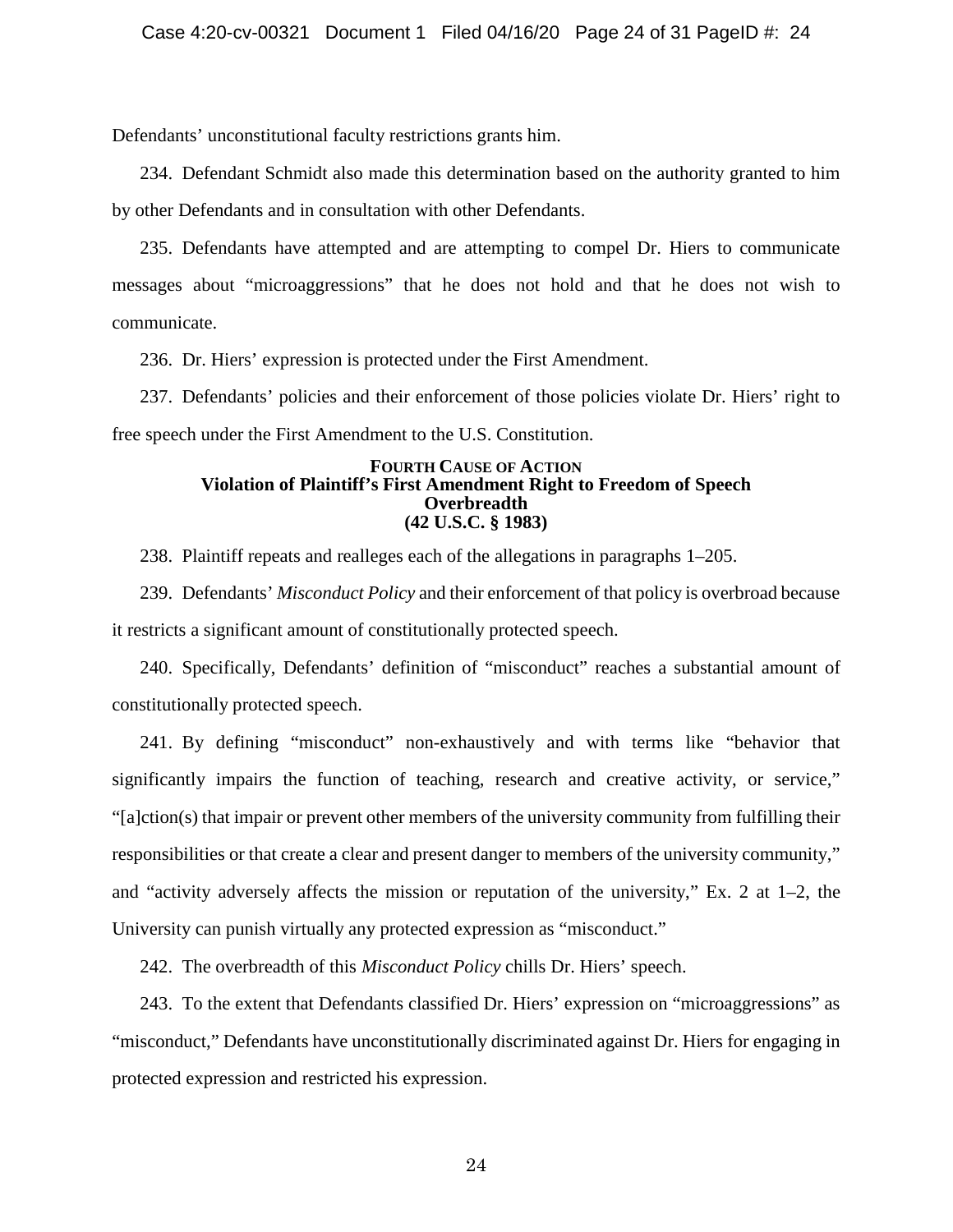Defendants' unconstitutional faculty restrictions grants him.

234. Defendant Schmidt also made this determination based on the authority granted to him by other Defendants and in consultation with other Defendants.

235. Defendants have attempted and are attempting to compel Dr. Hiers to communicate messages about "microaggressions" that he does not hold and that he does not wish to communicate.

236. Dr. Hiers' expression is protected under the First Amendment.

237. Defendants' policies and their enforcement of those policies violate Dr. Hiers' right to free speech under the First Amendment to the U.S. Constitution.

### FOURTH CAUSE OF ACTION
### Violation of Plaintiff's First Amendment Right to Freedom of Speech
### Overbreadth
### (42 U.S.C. § 1983)

238. Plaintiff repeats and realleges each of the allegations in paragraphs 1–205.

239. Defendants' *Misconduct Policy* and their enforcement of that policy is overbroad because it restricts a significant amount of constitutionally protected speech.

240. Specifically, Defendants' definition of "misconduct" reaches a substantial amount of constitutionally protected speech.

241. By defining "misconduct" non-exhaustively and with terms like "behavior that significantly impairs the function of teaching, research and creative activity, or service," "[a]ction(s) that impair or prevent other members of the university community from fulfilling their responsibilities or that create a clear and present danger to members of the university community," and "activity adversely affects the mission or reputation of the university," Ex. 2 at 1–2, the University can punish virtually any protected expression as "misconduct."

242. The overbreadth of this *Misconduct Policy* chills Dr. Hiers' speech.

243. To the extent that Defendants classified Dr. Hiers' expression on "microaggressions" as "misconduct," Defendants have unconstitutionally discriminated against Dr. Hiers for engaging in protected expression and restricted his expression.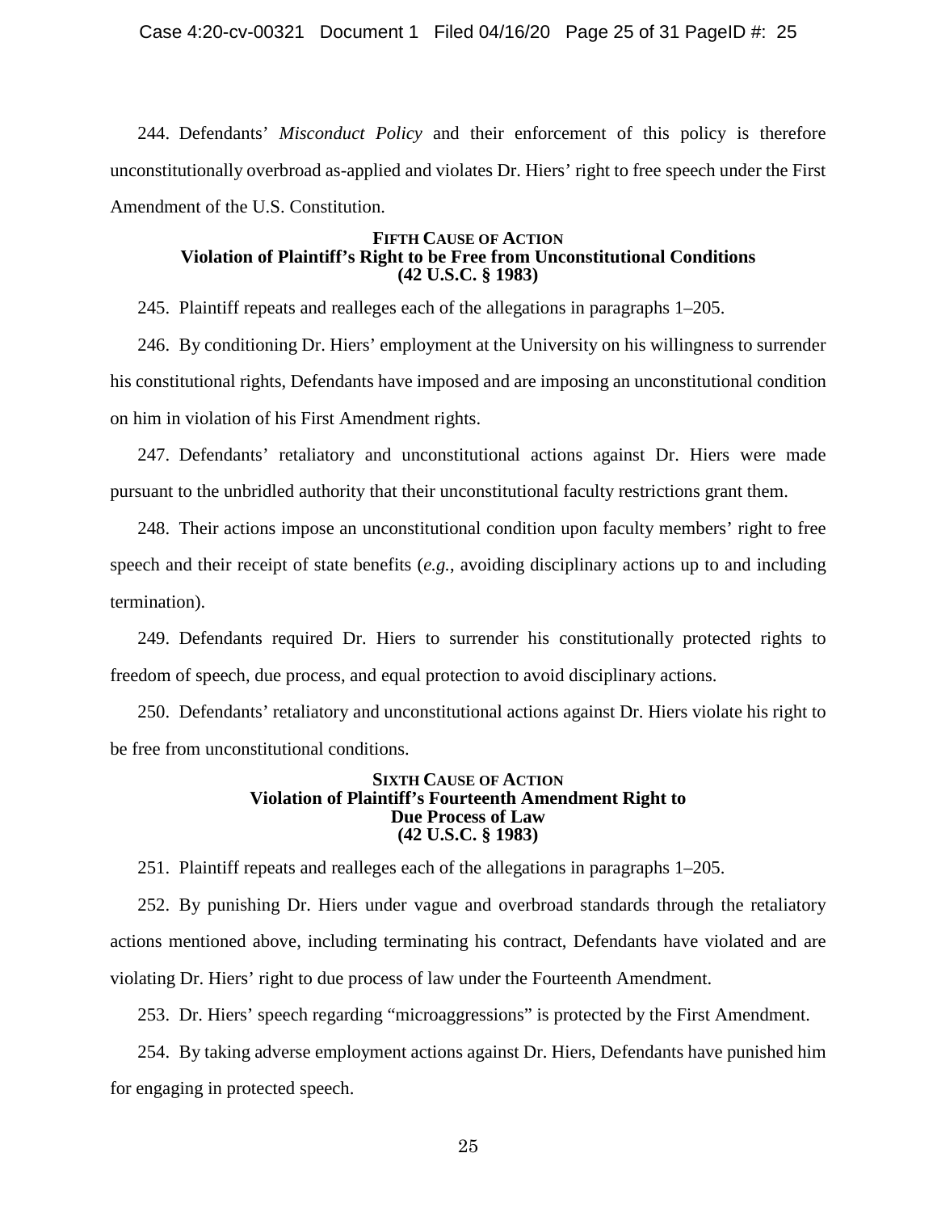244. Defendants' *Misconduct Policy* and their enforcement of this policy is therefore unconstitutionally overbroad as-applied and violates Dr. Hiers' right to free speech under the First Amendment of the U.S. Constitution.

### FIFTH CAUSE OF ACTION
### Violation of Plaintiff's Right to be Free from Unconstitutional Conditions
### (42 U.S.C. § 1983)

245. Plaintiff repeats and realleges each of the allegations in paragraphs 1–205.

246. By conditioning Dr. Hiers' employment at the University on his willingness to surrender his constitutional rights, Defendants have imposed and are imposing an unconstitutional condition on him in violation of his First Amendment rights.

247. Defendants' retaliatory and unconstitutional actions against Dr. Hiers were made pursuant to the unbridled authority that their unconstitutional faculty restrictions grant them.

248. Their actions impose an unconstitutional condition upon faculty members' right to free speech and their receipt of state benefits (*e.g.*, avoiding disciplinary actions up to and including termination).

249. Defendants required Dr. Hiers to surrender his constitutionally protected rights to freedom of speech, due process, and equal protection to avoid disciplinary actions.

250. Defendants' retaliatory and unconstitutional actions against Dr. Hiers violate his right to be free from unconstitutional conditions.

### SIXTH CAUSE OF ACTION
### Violation of Plaintiff's Fourteenth Amendment Right to Due Process of Law
### (42 U.S.C. § 1983)

251. Plaintiff repeats and realleges each of the allegations in paragraphs 1–205.

252. By punishing Dr. Hiers under vague and overbroad standards through the retaliatory actions mentioned above, including terminating his contract, Defendants have violated and are violating Dr. Hiers' right to due process of law under the Fourteenth Amendment.

253. Dr. Hiers' speech regarding "microaggressions" is protected by the First Amendment.

254. By taking adverse employment actions against Dr. Hiers, Defendants have punished him for engaging in protected speech.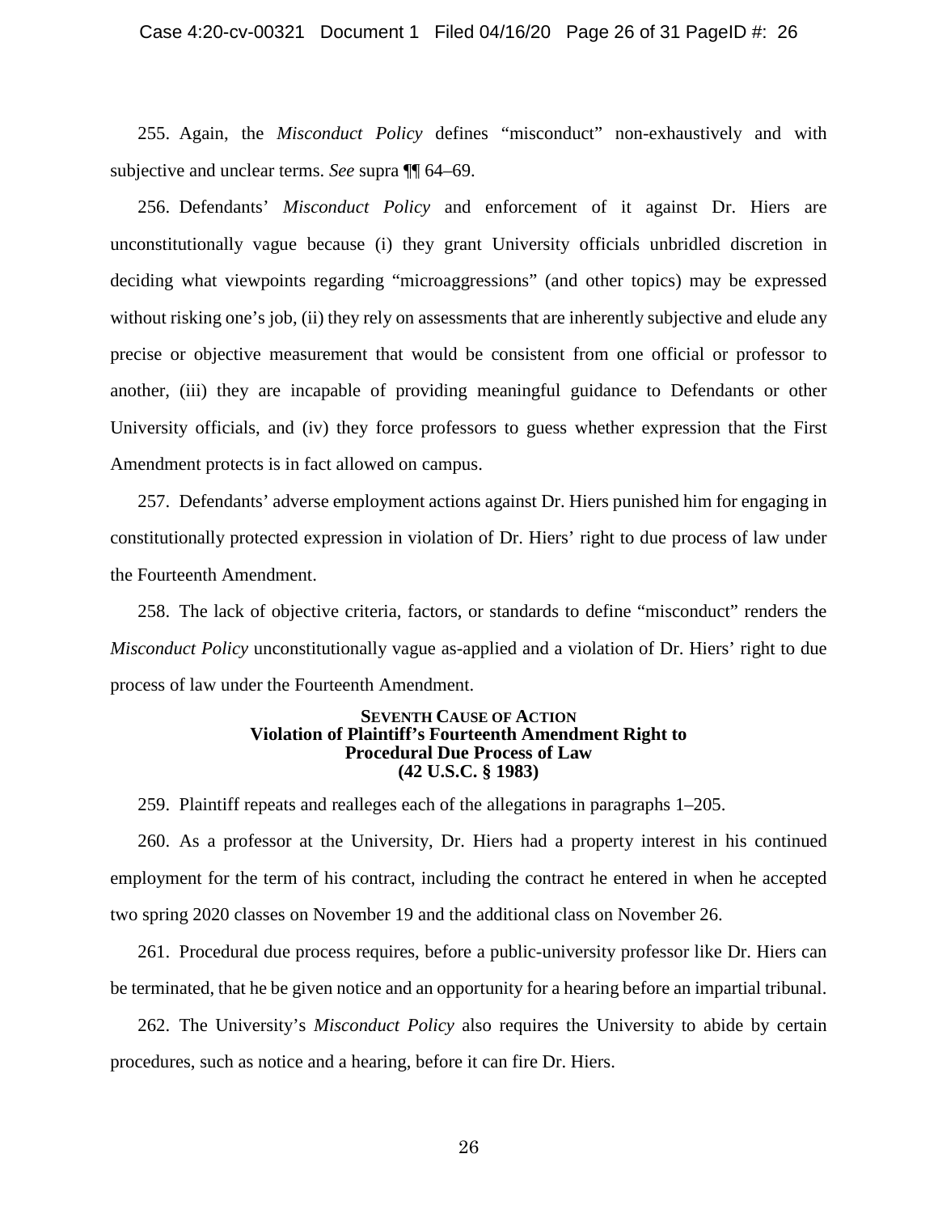255. Again, the *Misconduct Policy* defines "misconduct" non-exhaustively and with subjective and unclear terms. *See* supra ¶¶ 64–69.

256. Defendants' *Misconduct Policy* and enforcement of it against Dr. Hiers are unconstitutionally vague because (i) they grant University officials unbridled discretion in deciding what viewpoints regarding "microaggressions" (and other topics) may be expressed without risking one's job, (ii) they rely on assessments that are inherently subjective and elude any precise or objective measurement that would be consistent from one official or professor to another, (iii) they are incapable of providing meaningful guidance to Defendants or other University officials, and (iv) they force professors to guess whether expression that the First Amendment protects is in fact allowed on campus.

257. Defendants' adverse employment actions against Dr. Hiers punished him for engaging in constitutionally protected expression in violation of Dr. Hiers' right to due process of law under the Fourteenth Amendment.

258. The lack of objective criteria, factors, or standards to define "misconduct" renders the *Misconduct Policy* unconstitutionally vague as-applied and a violation of Dr. Hiers' right to due process of law under the Fourteenth Amendment.

**SEVENTH CAUSE OF ACTION**
**Violation of Plaintiff's Fourteenth Amendment Right to Procedural Due Process of Law**
**(42 U.S.C. § 1983)**

259. Plaintiff repeats and realleges each of the allegations in paragraphs 1–205.

260. As a professor at the University, Dr. Hiers had a property interest in his continued employment for the term of his contract, including the contract he entered in when he accepted two spring 2020 classes on November 19 and the additional class on November 26.

261. Procedural due process requires, before a public-university professor like Dr. Hiers can be terminated, that he be given notice and an opportunity for a hearing before an impartial tribunal.

262. The University's *Misconduct Policy* also requires the University to abide by certain procedures, such as notice and a hearing, before it can fire Dr. Hiers.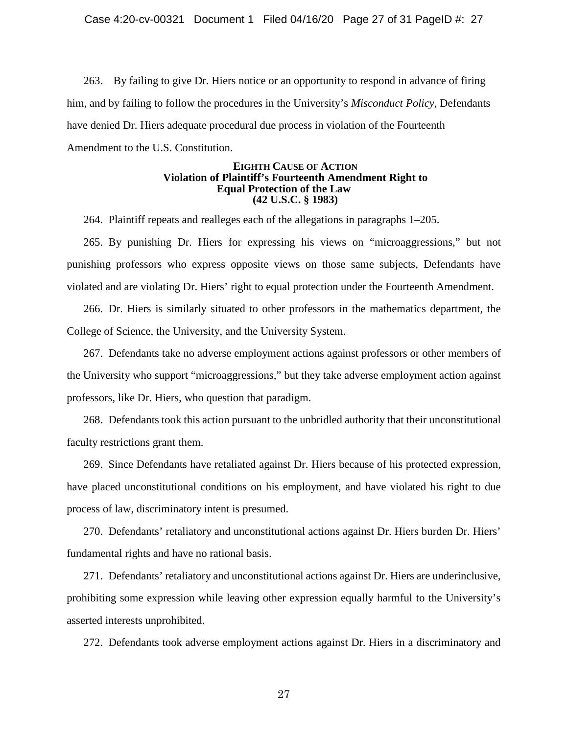263. By failing to give Dr. Hiers notice or an opportunity to respond in advance of firing him, and by failing to follow the procedures in the University's *Misconduct Policy*, Defendants have denied Dr. Hiers adequate procedural due process in violation of the Fourteenth Amendment to the U.S. Constitution.

### EIGHTH CAUSE OF ACTION
### Violation of Plaintiff's Fourteenth Amendment Right to Equal Protection of the Law (42 U.S.C. § 1983)

264. Plaintiff repeats and realleges each of the allegations in paragraphs 1–205.

265. By punishing Dr. Hiers for expressing his views on "microaggressions," but not punishing professors who express opposite views on those same subjects, Defendants have violated and are violating Dr. Hiers' right to equal protection under the Fourteenth Amendment.

266. Dr. Hiers is similarly situated to other professors in the mathematics department, the College of Science, the University, and the University System.

267. Defendants take no adverse employment actions against professors or other members of the University who support "microaggressions," but they take adverse employment action against professors, like Dr. Hiers, who question that paradigm.

268. Defendants took this action pursuant to the unbridled authority that their unconstitutional faculty restrictions grant them.

269. Since Defendants have retaliated against Dr. Hiers because of his protected expression, have placed unconstitutional conditions on his employment, and have violated his right to due process of law, discriminatory intent is presumed.

270. Defendants' retaliatory and unconstitutional actions against Dr. Hiers burden Dr. Hiers' fundamental rights and have no rational basis.

271. Defendants' retaliatory and unconstitutional actions against Dr. Hiers are underinclusive, prohibiting some expression while leaving other expression equally harmful to the University's asserted interests unprohibited.

272. Defendants took adverse employment actions against Dr. Hiers in a discriminatory and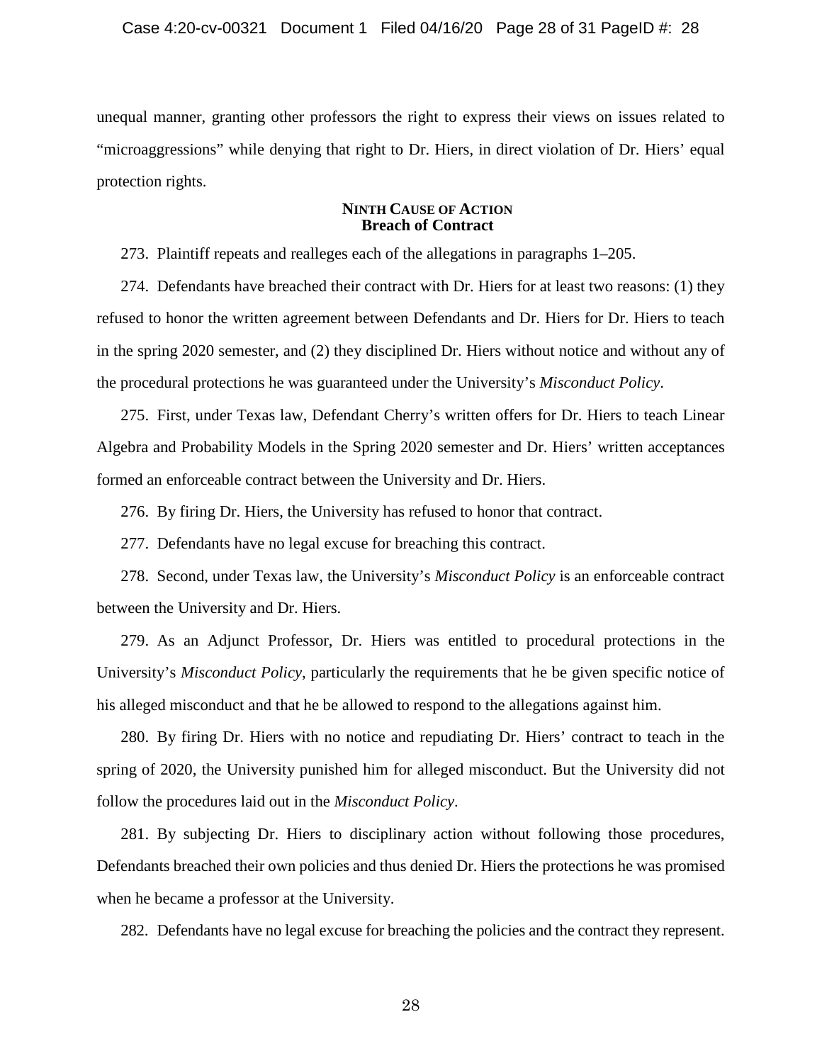unequal manner, granting other professors the right to express their views on issues related to "microaggressions" while denying that right to Dr. Hiers, in direct violation of Dr. Hiers' equal protection rights.

### NINTH CAUSE OF ACTION
### Breach of Contract

273. Plaintiff repeats and realleges each of the allegations in paragraphs 1–205.

274. Defendants have breached their contract with Dr. Hiers for at least two reasons: (1) they refused to honor the written agreement between Defendants and Dr. Hiers for Dr. Hiers to teach in the spring 2020 semester, and (2) they disciplined Dr. Hiers without notice and without any of the procedural protections he was guaranteed under the University's *Misconduct Policy*.

275. First, under Texas law, Defendant Cherry's written offers for Dr. Hiers to teach Linear Algebra and Probability Models in the Spring 2020 semester and Dr. Hiers' written acceptances formed an enforceable contract between the University and Dr. Hiers.

276. By firing Dr. Hiers, the University has refused to honor that contract.

277. Defendants have no legal excuse for breaching this contract.

278. Second, under Texas law, the University's *Misconduct Policy* is an enforceable contract between the University and Dr. Hiers.

279. As an Adjunct Professor, Dr. Hiers was entitled to procedural protections in the University's *Misconduct Policy*, particularly the requirements that he be given specific notice of his alleged misconduct and that he be allowed to respond to the allegations against him.

280. By firing Dr. Hiers with no notice and repudiating Dr. Hiers' contract to teach in the spring of 2020, the University punished him for alleged misconduct. But the University did not follow the procedures laid out in the *Misconduct Policy*.

281. By subjecting Dr. Hiers to disciplinary action without following those procedures, Defendants breached their own policies and thus denied Dr. Hiers the protections he was promised when he became a professor at the University.

282. Defendants have no legal excuse for breaching the policies and the contract they represent.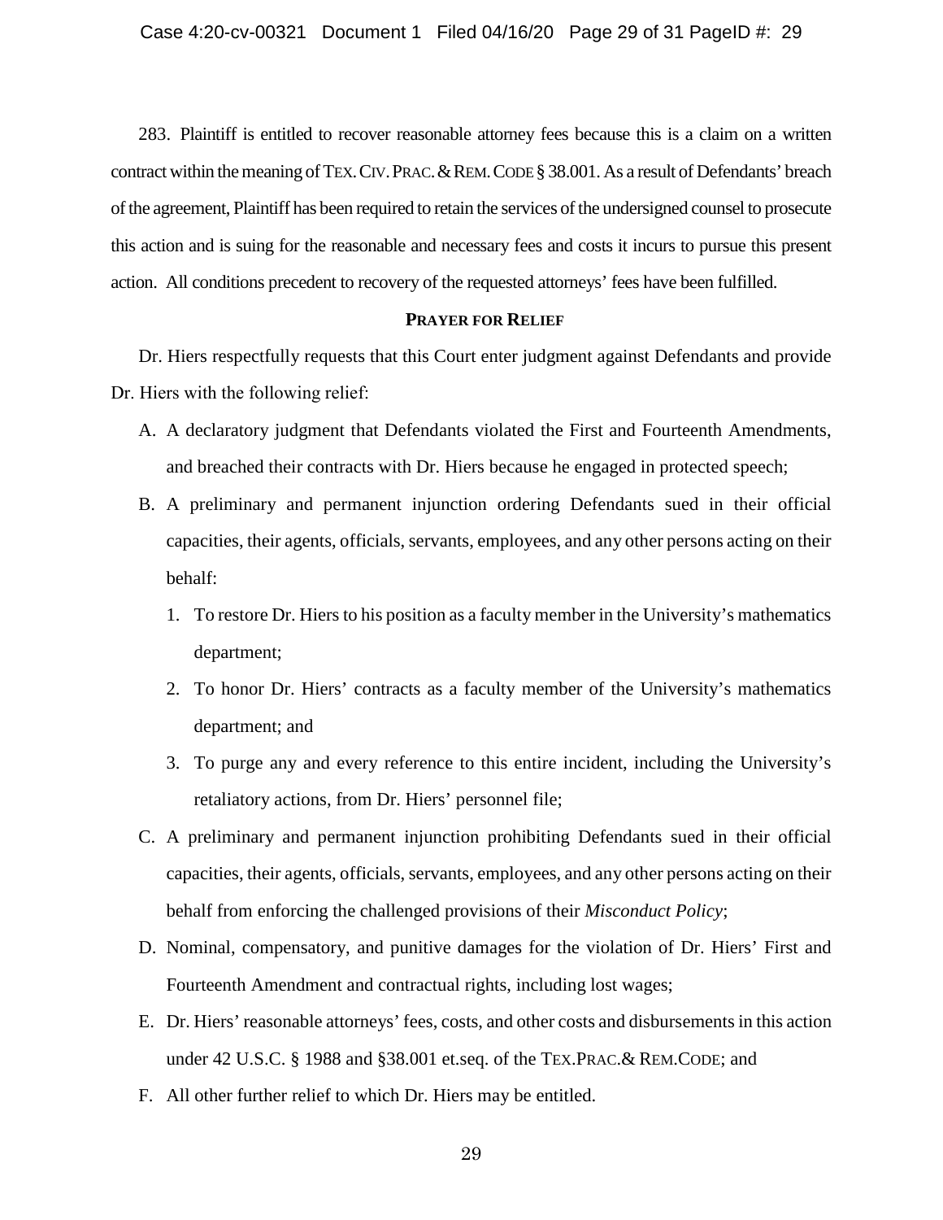283. Plaintiff is entitled to recover reasonable attorney fees because this is a claim on a written contract within the meaning of TEX. CIV. PRAC. & REM. CODE § 38.001. As a result of Defendants' breach of the agreement, Plaintiff has been required to retain the services of the undersigned counsel to prosecute this action and is suing for the reasonable and necessary fees and costs it incurs to pursue this present action. All conditions precedent to recovery of the requested attorneys' fees have been fulfilled.

## PRAYER FOR RELIEF

Dr. Hiers respectfully requests that this Court enter judgment against Defendants and provide Dr. Hiers with the following relief:

A. A declaratory judgment that Defendants violated the First and Fourteenth Amendments, and breached their contracts with Dr. Hiers because he engaged in protected speech;

B. A preliminary and permanent injunction ordering Defendants sued in their official capacities, their agents, officials, servants, employees, and any other persons acting on their behalf:

   1. To restore Dr. Hiers to his position as a faculty member in the University's mathematics department;

   2. To honor Dr. Hiers' contracts as a faculty member of the University's mathematics department; and

   3. To purge any and every reference to this entire incident, including the University's retaliatory actions, from Dr. Hiers' personnel file;

C. A preliminary and permanent injunction prohibiting Defendants sued in their official capacities, their agents, officials, servants, employees, and any other persons acting on their behalf from enforcing the challenged provisions of their *Misconduct Policy*;

D. Nominal, compensatory, and punitive damages for the violation of Dr. Hiers' First and Fourteenth Amendment and contractual rights, including lost wages;

E. Dr. Hiers' reasonable attorneys' fees, costs, and other costs and disbursements in this action under 42 U.S.C. § 1988 and §38.001 et.seq. of the TEX.PRAC.& REM.CODE; and

F. All other further relief to which Dr. Hiers may be entitled.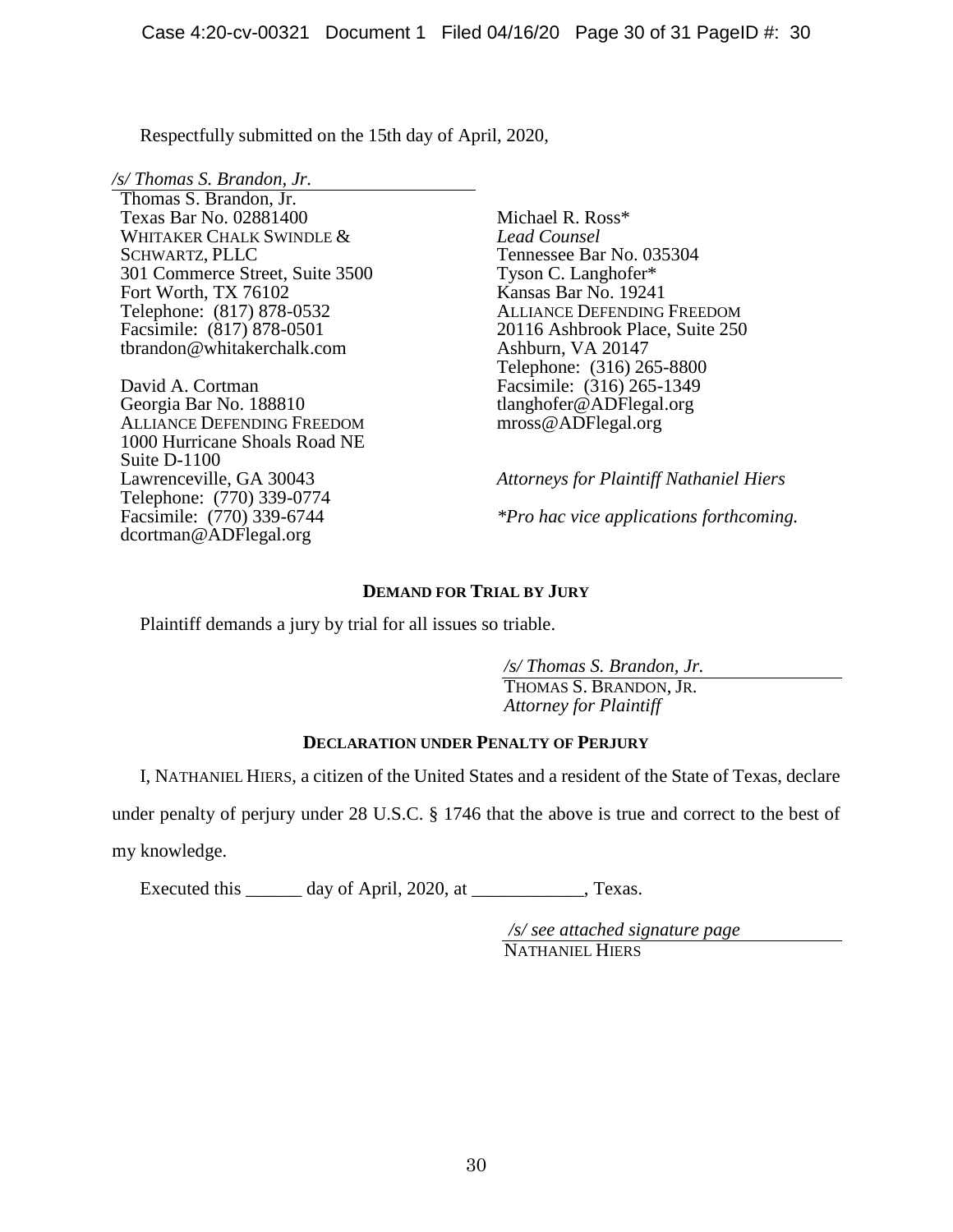Respectfully submitted on the 15th day of April, 2020,

*/s/ Thomas S. Brandon, Jr.*
Thomas S. Brandon, Jr.
Texas Bar No. 02881400
WHITAKER CHALK SWINDLE & SCHWARTZ, PLLC
301 Commerce Street, Suite 3500
Fort Worth, TX 76102
Telephone: (817) 878-0532
Facsimile: (817) 878-0501
tbrandon@whitakerchalk.com

David A. Cortman
Georgia Bar No. 188810
ALLIANCE DEFENDING FREEDOM
1000 Hurricane Shoals Road NE
Suite D-1100
Lawrenceville, GA 30043
Telephone: (770) 339-0774
Facsimile: (770) 339-6744
dcortman@ADFlegal.org

Michael R. Ross*
*Lead Counsel*
Tennessee Bar No. 035304
Tyson C. Langhofer*
Kansas Bar No. 19241
ALLIANCE DEFENDING FREEDOM
20116 Ashbrook Place, Suite 250
Ashburn, VA 20147
Telephone: (316) 265-8800
Facsimile: (316) 265-1349
tlanghofer@ADFlegal.org
mross@ADFlegal.org

*Attorneys for Plaintiff Nathaniel Hiers*

**Pro hac vice applications forthcoming.*

**DEMAND FOR TRIAL BY JURY**

Plaintiff demands a jury by trial for all issues so triable.

*/s/ Thomas S. Brandon, Jr.*
THOMAS S. BRANDON, JR.
*Attorney for Plaintiff*

**DECLARATION UNDER PENALTY OF PERJURY**

I, NATHANIEL HIERS, a citizen of the United States and a resident of the State of Texas, declare under penalty of perjury under 28 U.S.C. § 1746 that the above is true and correct to the best of my knowledge.

Executed this ______ day of April, 2020, at ____________, Texas.

*/s/ see attached signature page*
NATHANIEL HIERS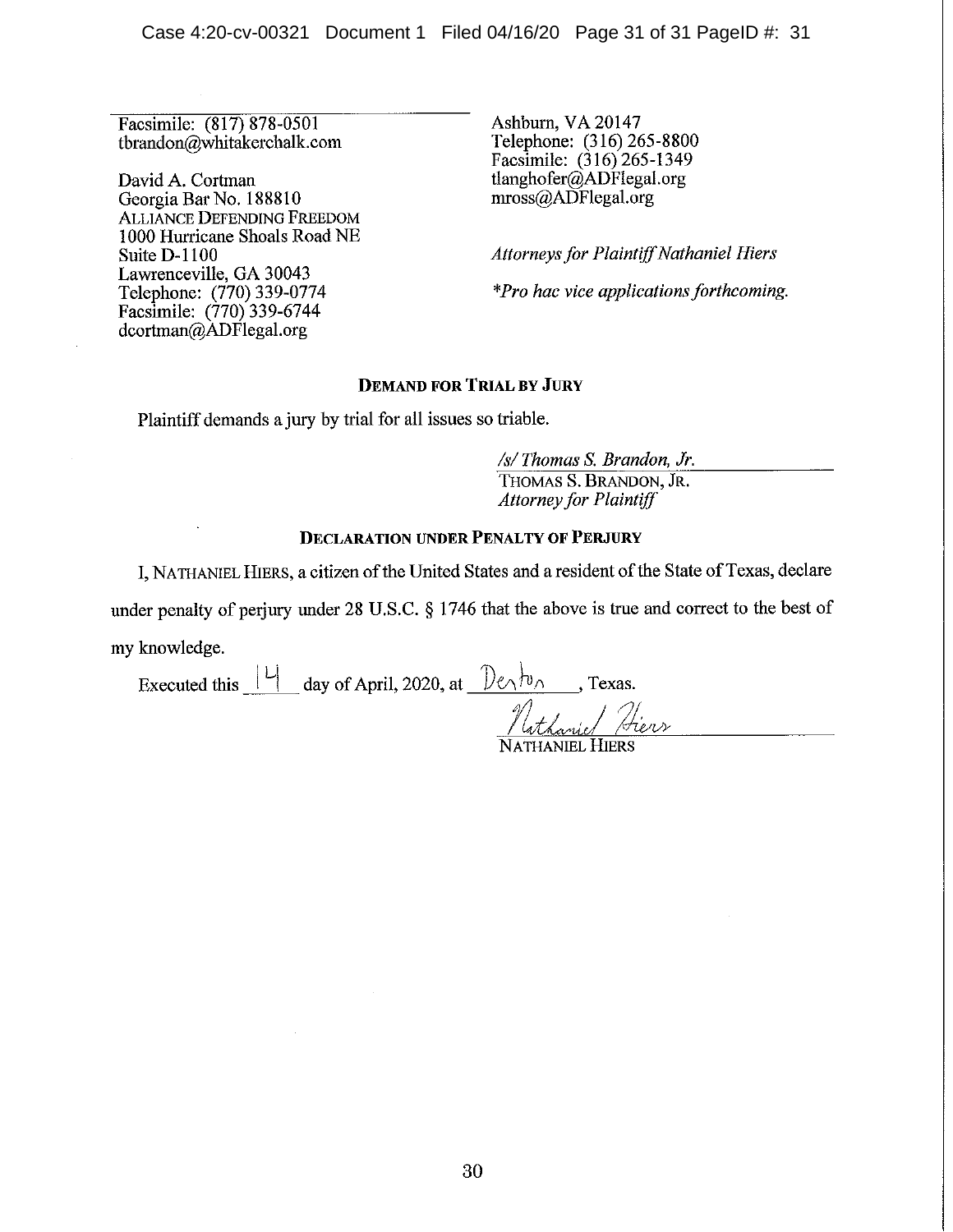Facsimile: (817) 878-0501
tbrandon@whitakerchalk.com

David A. Cortman
Georgia Bar No. 188810
ALLIANCE DEFENDING FREEDOM
1000 Hurricane Shoals Road NE
Suite D-1100
Lawrenceville, GA 30043
Telephone: (770) 339-0774
Facsimile: (770) 339-6744
dcortman@ADFlegal.org

Ashburn, VA 20147
Telephone: (316) 265-8800
Facsimile: (316) 265-1349
tlanghofer@ADFlegal.org
mross@ADFlegal.org

*Attorneys for Plaintiff Nathaniel Hiers*

**Pro hac vice applications forthcoming.*

**DEMAND FOR TRIAL BY JURY**

Plaintiff demands a jury by trial for all issues so triable.

*/s/ Thomas S. Brandon, Jr.*
THOMAS S. BRANDON, JR.
*Attorney for Plaintiff*

**DECLARATION UNDER PENALTY OF PERJURY**

I, NATHANIEL HIERS, a citizen of the United States and a resident of the State of Texas, declare under penalty of perjury under 28 U.S.C. § 1746 that the above is true and correct to the best of my knowledge.

Executed this 14 day of April, 2020, at Denton, Texas.

Nathaniel Hiers
NATHANIEL HIERS